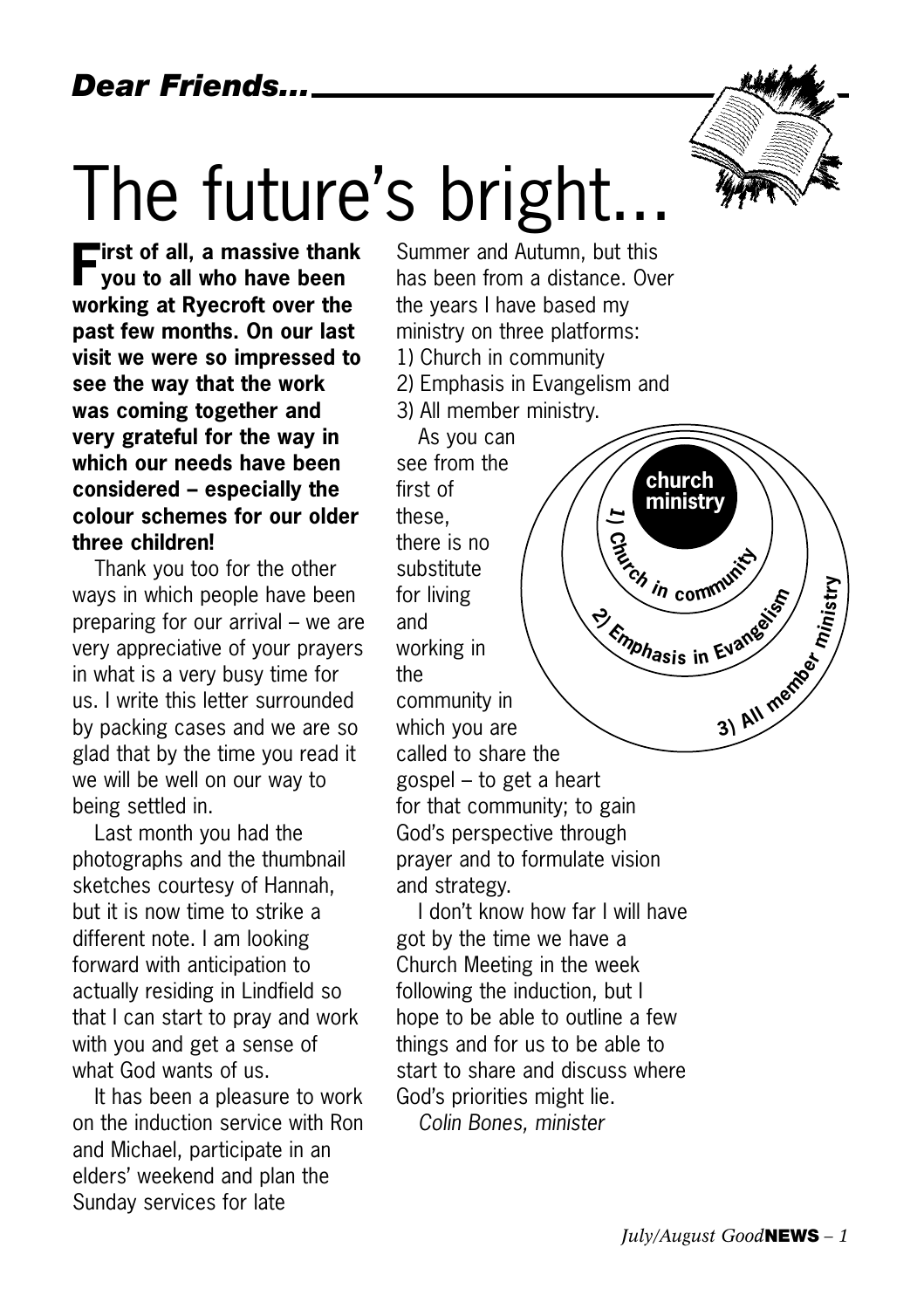*Dear Friends...*

# The future's bright...

**First of all, a massive thank you to all who have been working at Ryecroft over the past few months. On our last visit we were so impressed to see the way that the work was coming together and very grateful for the way in which our needs have been considered – especially the colour schemes for our older three children!**

Thank you too for the other ways in which people have been preparing for our arrival – we are very appreciative of your prayers in what is a very busy time for us. I write this letter surrounded by packing cases and we are so glad that by the time you read it we will be well on our way to being settled in.

Last month you had the photographs and the thumbnail sketches courtesy of Hannah, but it is now time to strike a different note. I am looking forward with anticipation to actually residing in Lindfield so that I can start to pray and work with you and get a sense of what God wants of us.

It has been a pleasure to work on the induction service with Ron and Michael, participate in an elders' weekend and plan the Sunday services for late Summer and Autumn, but this has been from a distance. Over the years I have based my ministry on three platforms:

1) Church in community
2) Emphasis in Evangelism and
3) All member ministry.

**church ministry**

**1) Church in community**

**2) Emphasis in Evangelism**

**3) All member ministry**

As you can see from the first of these, there is no substitute for living and working in the community in which you are called to share the gospel – to get a heart for that community; to gain God's perspective through prayer and to formulate vision and strategy.

I don't know how far I will have got by the time we have a Church Meeting in the week following the induction, but I hope to be able to outline a few things and for us to be able to start to share and discuss where God's priorities might lie.

*Colin Bones, minister*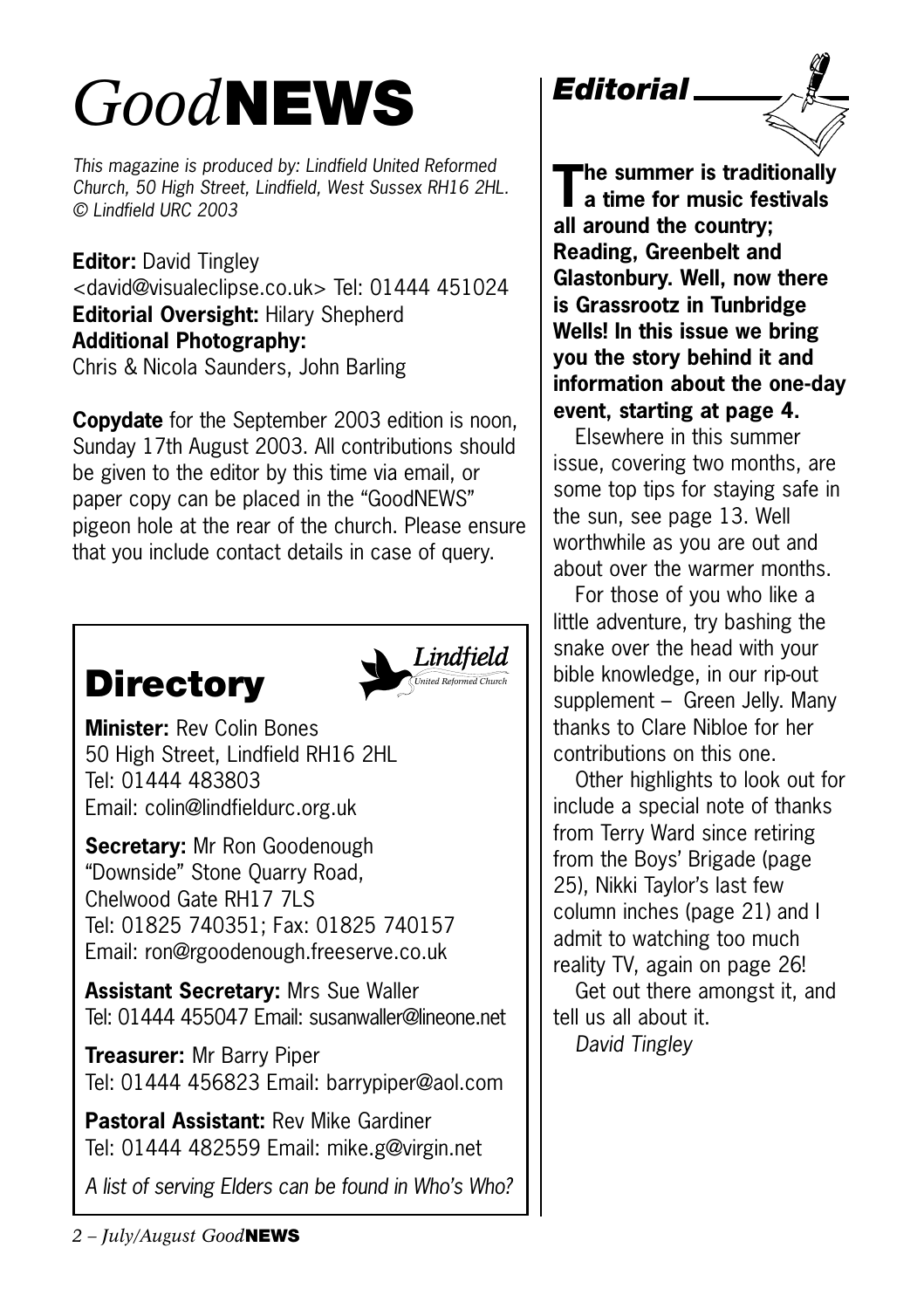# *Good*NEWS

*This magazine is produced by: Lindfield United Reformed Church, 50 High Street, Lindfield, West Sussex RH16 2HL. © Lindfield URC 2003*

**Editor:** David Tingley
<david@visualeclipse.co.uk> Tel: 01444 451024
**Editorial Oversight:** Hilary Shepherd
**Additional Photography:**
Chris & Nicola Saunders, John Barling

**Copydate** for the September 2003 edition is noon, Sunday 17th August 2003. All contributions should be given to the editor by this time via email, or paper copy can be placed in the "GoodNEWS" pigeon hole at the rear of the church. Please ensure that you include contact details in case of query.

## Directory

Lindfield United Reformed Church

**Minister:** Rev Colin Bones
50 High Street, Lindfield RH16 2HL
Tel: 01444 483803
Email: colin@lindfieldurc.org.uk

**Secretary:** Mr Ron Goodenough
"Downside" Stone Quarry Road,
Chelwood Gate RH17 7LS
Tel: 01825 740351; Fax: 01825 740157
Email: ron@rgoodenough.freeserve.co.uk

**Assistant Secretary:** Mrs Sue Waller
Tel: 01444 455047 Email: susanwaller@lineone.net

**Treasurer:** Mr Barry Piper
Tel: 01444 456823 Email: barrypiper@aol.com

**Pastoral Assistant:** Rev Mike Gardiner
Tel: 01444 482559 Email: mike.g@virgin.net

*A list of serving Elders can be found in Who's Who?*

## *Editorial*

**The summer is traditionally a time for music festivals all around the country; Reading, Greenbelt and Glastonbury. Well, now there is Grassrootz in Tunbridge Wells! In this issue we bring you the story behind it and information about the one-day event, starting at page 4.**

Elsewhere in this summer issue, covering two months, are some top tips for staying safe in the sun, see page 13. Well worthwhile as you are out and about over the warmer months.

For those of you who like a little adventure, try bashing the snake over the head with your bible knowledge, in our rip-out supplement – Green Jelly. Many thanks to Clare Nibloe for her contributions on this one.

Other highlights to look out for include a special note of thanks from Terry Ward since retiring from the Boys' Brigade (page 25), Nikki Taylor's last few column inches (page 21) and I admit to watching too much reality TV, again on page 26!

Get out there amongst it, and tell us all about it.

*David Tingley*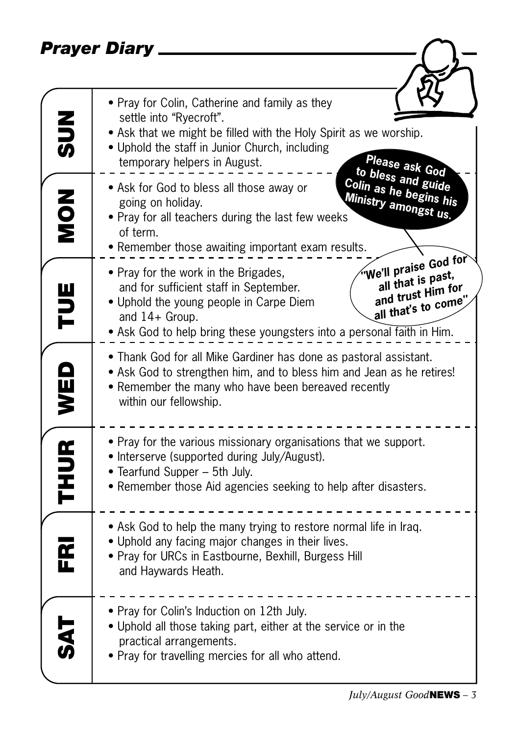## Prayer Diary

### SUN

- Pray for Colin, Catherine and family as they settle into "Ryecroft".
- Ask that we might be filled with the Holy Spirit as we worship.
- Uphold the staff in Junior Church, including temporary helpers in August.

### MON

- Ask for God to bless all those away or going on holiday.
- Pray for all teachers during the last few weeks of term.
- Remember those awaiting important exam results.

**Please ask God to bless and guide Colin as he begins his Ministry amongst us.**

**"We'll praise God for all that is past, and trust Him for all that's to come"**

### TUE

- Pray for the work in the Brigades, and for sufficient staff in September.
- Uphold the young people in Carpe Diem and 14+ Group.
- Ask God to help bring these youngsters into a personal faith in Him.

### WED

- Thank God for all Mike Gardiner has done as pastoral assistant.
- Ask God to strengthen him, and to bless him and Jean as he retires!
- Remember the many who have been bereaved recently within our fellowship.

### THUR

- Pray for the various missionary organisations that we support.
- Interserve (supported during July/August).
- Tearfund Supper – 5th July.
- Remember those Aid agencies seeking to help after disasters.

### FRI

- Ask God to help the many trying to restore normal life in Iraq.
- Uphold any facing major changes in their lives.
- Pray for URCs in Eastbourne, Bexhill, Burgess Hill and Haywards Heath.

### SAT

- Pray for Colin's Induction on 12th July.
- Uphold all those taking part, either at the service or in the practical arrangements.
- Pray for travelling mercies for all who attend.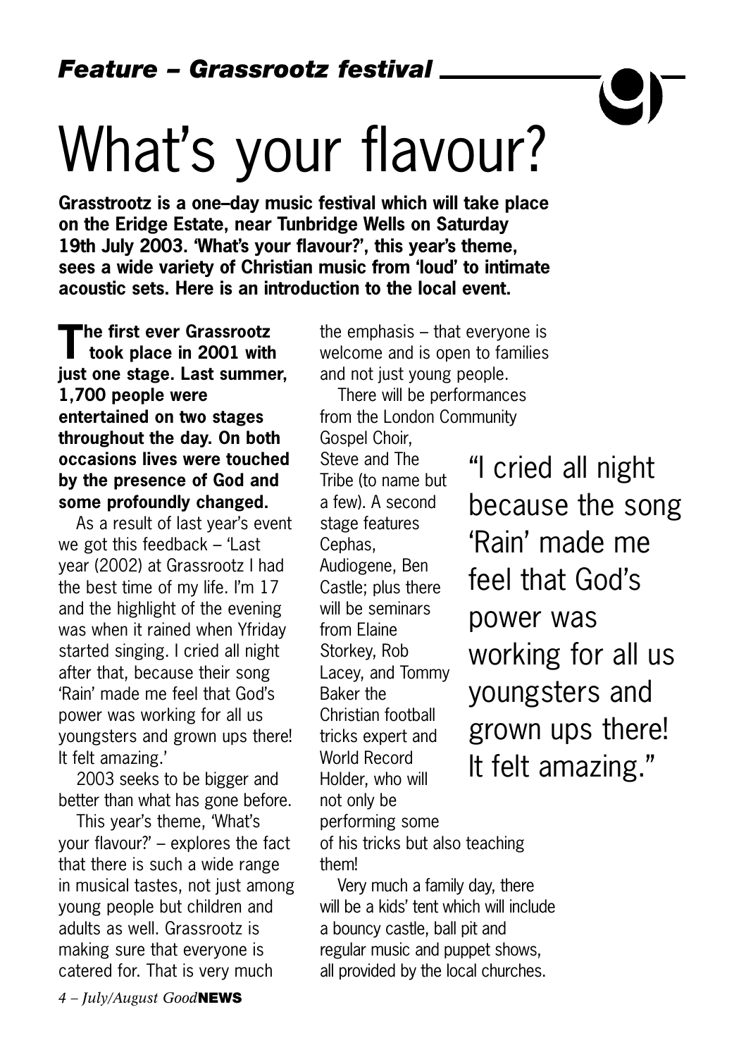*Feature – Grassrootz festival*

# What's your flavour?

**Grasstrootz is a one–day music festival which will take place on the Eridge Estate, near Tunbridge Wells on Saturday 19th July 2003. 'What's your flavour?', this year's theme, sees a wide variety of Christian music from 'loud' to intimate acoustic sets. Here is an introduction to the local event.**

**The first ever Grassrootz took place in 2001 with just one stage. Last summer, 1,700 people were entertained on two stages throughout the day. On both occasions lives were touched by the presence of God and some profoundly changed.**

As a result of last year's event we got this feedback – 'Last year (2002) at Grassrootz I had the best time of my life. I'm 17 and the highlight of the evening was when it rained when Yfriday started singing. I cried all night after that, because their song 'Rain' made me feel that God's power was working for all us youngsters and grown ups there! It felt amazing.'

2003 seeks to be bigger and better than what has gone before.

This year's theme, 'What's your flavour?' – explores the fact that there is such a wide range in musical tastes, not just among young people but children and adults as well. Grassrootz is making sure that everyone is catered for. That is very much the emphasis – that everyone is welcome and is open to families and not just young people.

There will be performances from the London Community Gospel Choir, Steve and The Tribe (to name but a few). A second stage features Cephas, Audiogene, Ben Castle; plus there will be seminars from Elaine Storkey, Rob Lacey, and Tommy Baker the Christian football tricks expert and World Record Holder, who will not only be performing some of his tricks but also teaching them!

> "I cried all night because the song 'Rain' made me feel that God's power was working for all us youngsters and grown ups there! It felt amazing."

Very much a family day, there will be a kids' tent which will include a bouncy castle, ball pit and regular music and puppet shows, all provided by the local churches.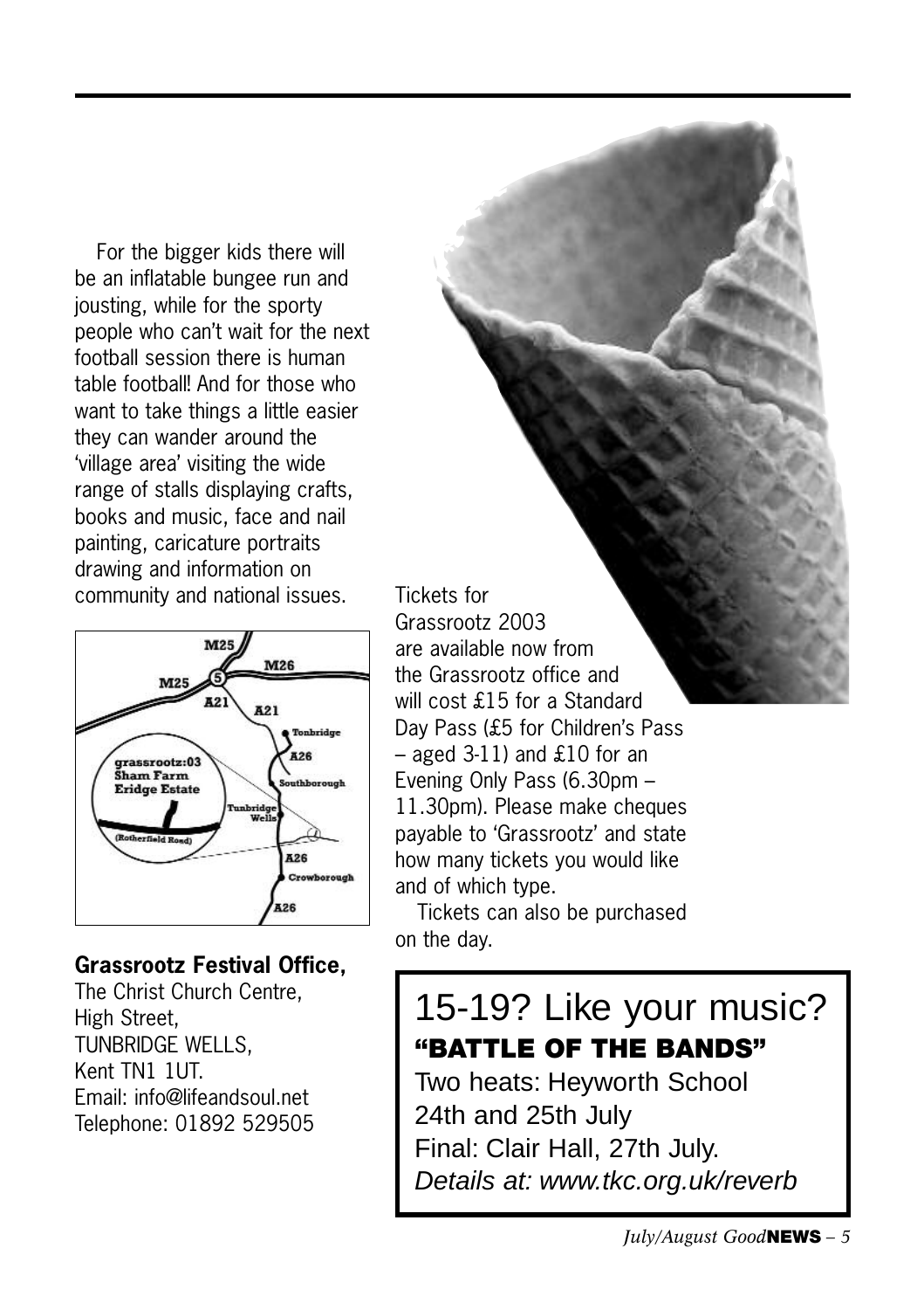For the bigger kids there will be an inflatable bungee run and jousting, while for the sporty people who can't wait for the next football session there is human table football! And for those who want to take things a little easier they can wander around the 'village area' visiting the wide range of stalls displaying crafts, books and music, face and nail painting, caricature portraits drawing and information on community and national issues.

**Grassrootz Festival Office,**
The Christ Church Centre,
High Street,
TUNBRIDGE WELLS,
Kent TN1 1UT.
Email: info@lifeandsoul.net
Telephone: 01892 529505

Tickets for Grassrootz 2003 are available now from the Grassrootz office and will cost £15 for a Standard Day Pass (£5 for Children's Pass – aged 3-11) and £10 for an Evening Only Pass (6.30pm – 11.30pm). Please make cheques payable to 'Grassrootz' and state how many tickets you would like and of which type.

Tickets can also be purchased on the day.

## 15-19? Like your music?

**"BATTLE OF THE BANDS"**

Two heats: Heyworth School 24th and 25th July

Final: Clair Hall, 27th July.

*Details at: www.tkc.org.uk/reverb*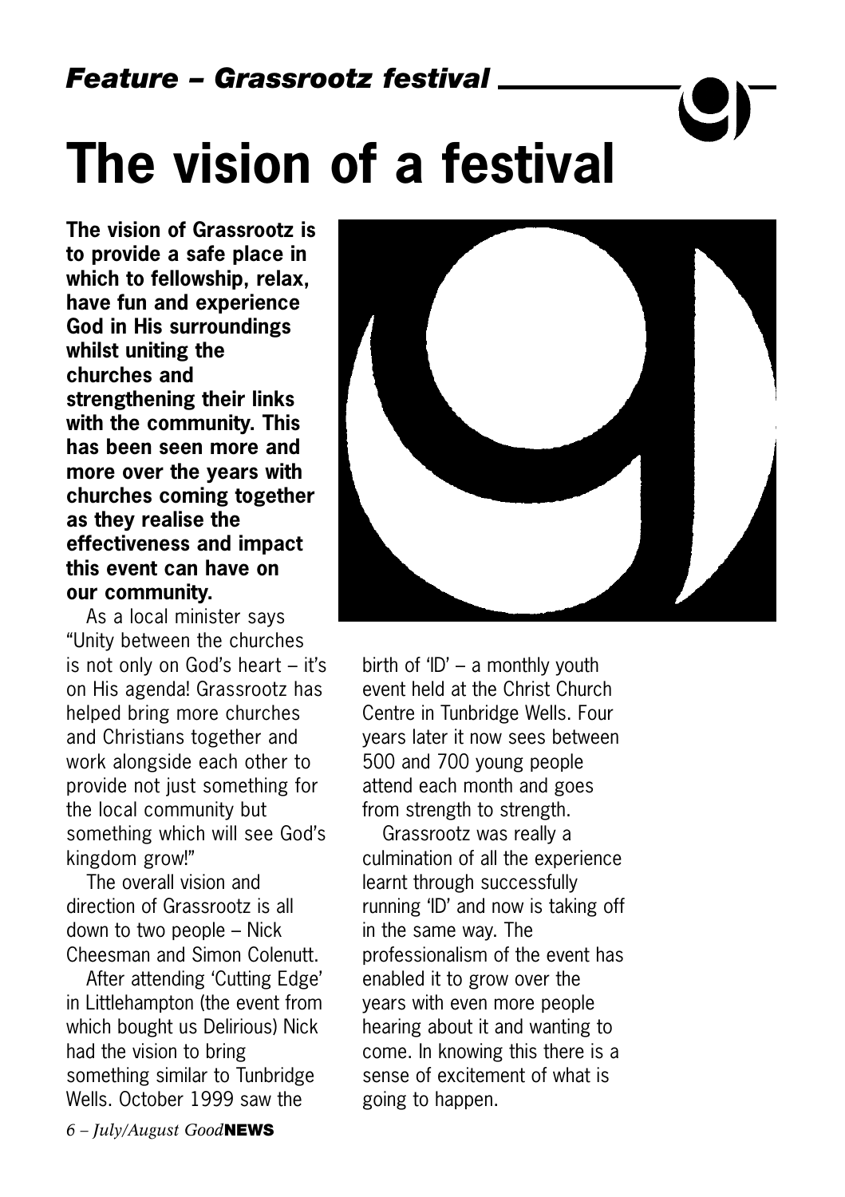*Feature – Grassrootz festival*

# The vision of a festival

**The vision of Grassrootz is to provide a safe place in which to fellowship, relax, have fun and experience God in His surroundings whilst uniting the churches and strengthening their links with the community. This has been seen more and more over the years with churches coming together as they realise the effectiveness and impact this event can have on our community.**

As a local minister says "Unity between the churches is not only on God's heart – it's on His agenda! Grassrootz has helped bring more churches and Christians together and work alongside each other to provide not just something for the local community but something which will see God's kingdom grow!"

The overall vision and direction of Grassrootz is all down to two people – Nick Cheesman and Simon Colenutt.

After attending 'Cutting Edge' in Littlehampton (the event from which bought us Delirious) Nick had the vision to bring something similar to Tunbridge Wells. October 1999 saw the birth of 'ID' – a monthly youth event held at the Christ Church Centre in Tunbridge Wells. Four years later it now sees between 500 and 700 young people attend each month and goes from strength to strength.

Grassrootz was really a culmination of all the experience learnt through successfully running 'ID' and now is taking off in the same way. The professionalism of the event has enabled it to grow over the years with even more people hearing about it and wanting to come. In knowing this there is a sense of excitement of what is going to happen.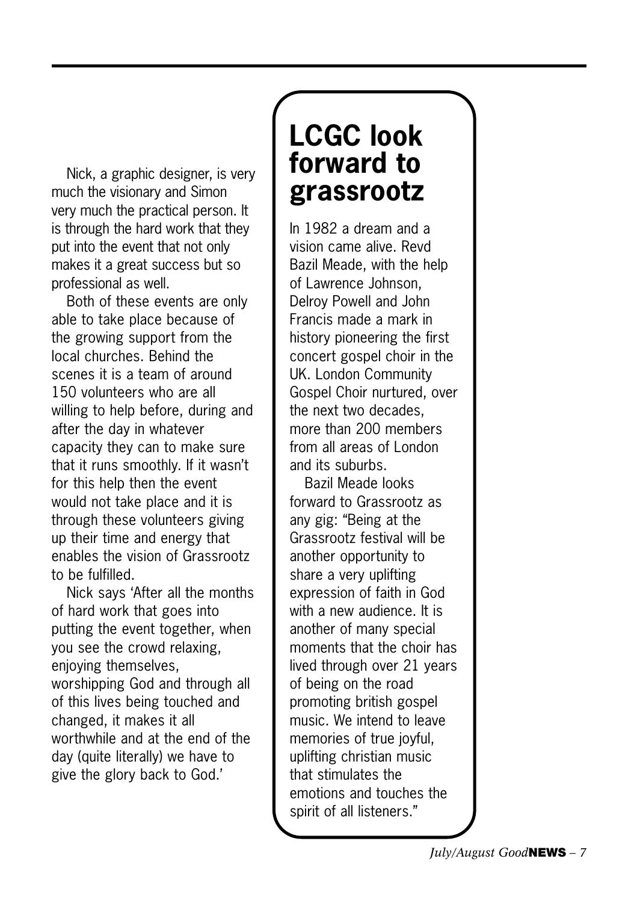Nick, a graphic designer, is very much the visionary and Simon very much the practical person. It is through the hard work that they put into the event that not only makes it a great success but so professional as well.

Both of these events are only able to take place because of the growing support from the local churches. Behind the scenes it is a team of around 150 volunteers who are all willing to help before, during and after the day in whatever capacity they can to make sure that it runs smoothly. If it wasn't for this help then the event would not take place and it is through these volunteers giving up their time and energy that enables the vision of Grassrootz to be fulfilled.

Nick says 'After all the months of hard work that goes into putting the event together, when you see the crowd relaxing, enjoying themselves, worshipping God and through all of this lives being touched and changed, it makes it all worthwhile and at the end of the day (quite literally) we have to give the glory back to God.'

## LCGC look forward to grassrootz

In 1982 a dream and a vision came alive. Revd Bazil Meade, with the help of Lawrence Johnson, Delroy Powell and John Francis made a mark in history pioneering the first concert gospel choir in the UK. London Community Gospel Choir nurtured, over the next two decades, more than 200 members from all areas of London and its suburbs.

Bazil Meade looks forward to Grassrootz as any gig: "Being at the Grassrootz festival will be another opportunity to share a very uplifting expression of faith in God with a new audience. It is another of many special moments that the choir has lived through over 21 years of being on the road promoting british gospel music. We intend to leave memories of true joyful, uplifting christian music that stimulates the emotions and touches the spirit of all listeners."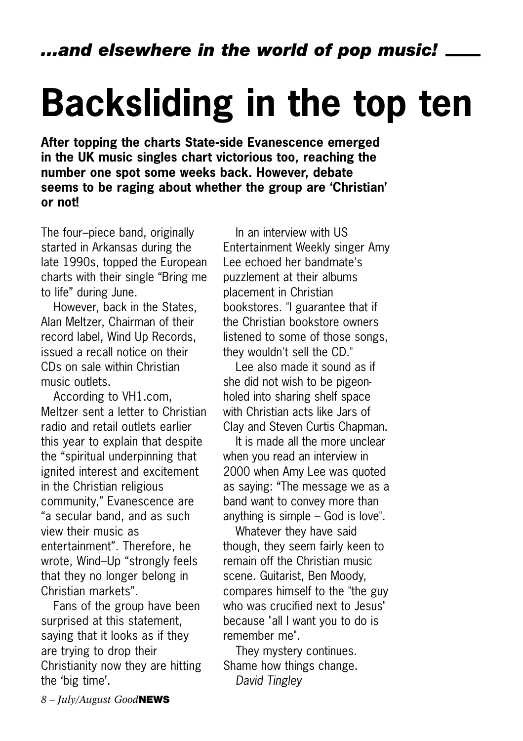*...and elsewhere in the world of pop music!*

# Backsliding in the top ten

**After topping the charts State-side Evanescence emerged in the UK music singles chart victorious too, reaching the number one spot some weeks back. However, debate seems to be raging about whether the group are 'Christian' or not!**

The four–piece band, originally started in Arkansas during the late 1990s, topped the European charts with their single "Bring me to life" during June.

However, back in the States, Alan Meltzer, Chairman of their record label, Wind Up Records, issued a recall notice on their CDs on sale within Christian music outlets.

According to VH1.com, Meltzer sent a letter to Christian radio and retail outlets earlier this year to explain that despite the "spiritual underpinning that ignited interest and excitement in the Christian religious community," Evanescence are "a secular band, and as such view their music as entertainment". Therefore, he wrote, Wind–Up "strongly feels that they no longer belong in Christian markets".

Fans of the group have been surprised at this statement, saying that it looks as if they are trying to drop their Christianity now they are hitting the 'big time'.

In an interview with US Entertainment Weekly singer Amy Lee echoed her bandmate's puzzlement at their albums placement in Christian bookstores. "I guarantee that if the Christian bookstore owners listened to some of those songs, they wouldn't sell the CD."

Lee also made it sound as if she did not wish to be pigeon-holed into sharing shelf space with Christian acts like Jars of Clay and Steven Curtis Chapman.

It is made all the more unclear when you read an interview in 2000 when Amy Lee was quoted as saying: "The message we as a band want to convey more than anything is simple – God is love".

Whatever they have said though, they seem fairly keen to remain off the Christian music scene. Guitarist, Ben Moody, compares himself to the "the guy who was crucified next to Jesus" because "all I want you to do is remember me".

They mystery continues. Shame how things change.

*David Tingley*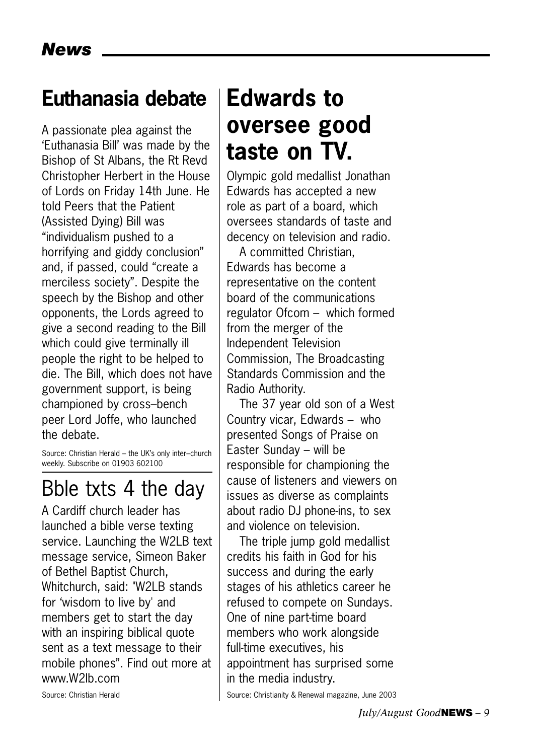## Euthanasia debate

A passionate plea against the 'Euthanasia Bill' was made by the Bishop of St Albans, the Rt Revd Christopher Herbert in the House of Lords on Friday 14th June. He told Peers that the Patient (Assisted Dying) Bill was "individualism pushed to a horrifying and giddy conclusion" and, if passed, could "create a merciless society". Despite the speech by the Bishop and other opponents, the Lords agreed to give a second reading to the Bill which could give terminally ill people the right to be helped to die. The Bill, which does not have government support, is being championed by cross–bench peer Lord Joffe, who launched the debate.

Source: Christian Herald – the UK's only inter–church weekly. Subscribe on 01903 602100

## Bble txts 4 the day

A Cardiff church leader has launched a bible verse texting service. Launching the W2LB text message service, Simeon Baker of Bethel Baptist Church, Whitchurch, said: "W2LB stands for 'wisdom to live by' and members get to start the day with an inspiring biblical quote sent as a text message to their mobile phones". Find out more at www.W2lb.com

Source: Christian Herald

## Edwards to oversee good taste on TV.

Olympic gold medallist Jonathan Edwards has accepted a new role as part of a board, which oversees standards of taste and decency on television and radio.

A committed Christian, Edwards has become a representative on the content board of the communications regulator Ofcom – which formed from the merger of the Independent Television Commission, The Broadcasting Standards Commission and the Radio Authority.

The 37 year old son of a West Country vicar, Edwards – who presented Songs of Praise on Easter Sunday – will be responsible for championing the cause of listeners and viewers on issues as diverse as complaints about radio DJ phone-ins, to sex and violence on television.

The triple jump gold medallist credits his faith in God for his success and during the early stages of his athletics career he refused to compete on Sundays. One of nine part-time board members who work alongside full-time executives, his appointment has surprised some in the media industry.

Source: Christianity & Renewal magazine, June 2003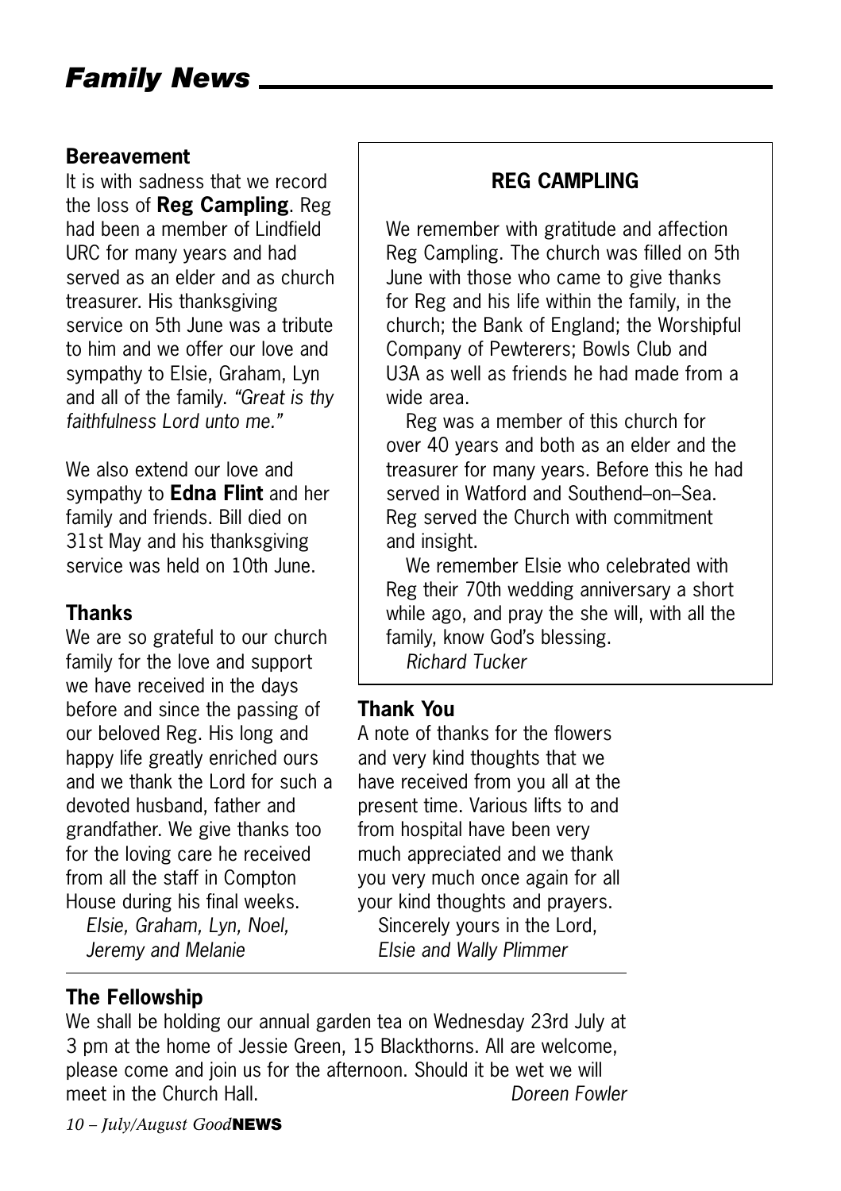# *Family News*

### Bereavement

It is with sadness that we record the loss of **Reg Campling**. Reg had been a member of Lindfield URC for many years and had served as an elder and as church treasurer. His thanksgiving service on 5th June was a tribute to him and we offer our love and sympathy to Elsie, Graham, Lyn and all of the family. *"Great is thy faithfulness Lord unto me."*

We also extend our love and sympathy to **Edna Flint** and her family and friends. Bill died on 31st May and his thanksgiving service was held on 10th June.

### Thanks

We are so grateful to our church family for the love and support we have received in the days before and since the passing of our beloved Reg. His long and happy life greatly enriched ours and we thank the Lord for such a devoted husband, father and grandfather. We give thanks too for the loving care he received from all the staff in Compton House during his final weeks.

*Elsie, Graham, Lyn, Noel, Jeremy and Melanie*

### REG CAMPLING

We remember with gratitude and affection Reg Campling. The church was filled on 5th June with those who came to give thanks for Reg and his life within the family, in the church; the Bank of England; the Worshipful Company of Pewterers; Bowls Club and U3A as well as friends he had made from a wide area.

Reg was a member of this church for over 40 years and both as an elder and the treasurer for many years. Before this he had served in Watford and Southend–on–Sea. Reg served the Church with commitment and insight.

We remember Elsie who celebrated with Reg their 70th wedding anniversary a short while ago, and pray the she will, with all the family, know God's blessing.

*Richard Tucker*

### Thank You

A note of thanks for the flowers and very kind thoughts that we have received from you all at the present time. Various lifts to and from hospital have been very much appreciated and we thank you very much once again for all your kind thoughts and prayers.

Sincerely yours in the Lord,
*Elsie and Wally Plimmer*

### The Fellowship

We shall be holding our annual garden tea on Wednesday 23rd July at 3 pm at the home of Jessie Green, 15 Blackthorns. All are welcome, please come and join us for the afternoon. Should it be wet we will meet in the Church Hall.

*Doreen Fowler*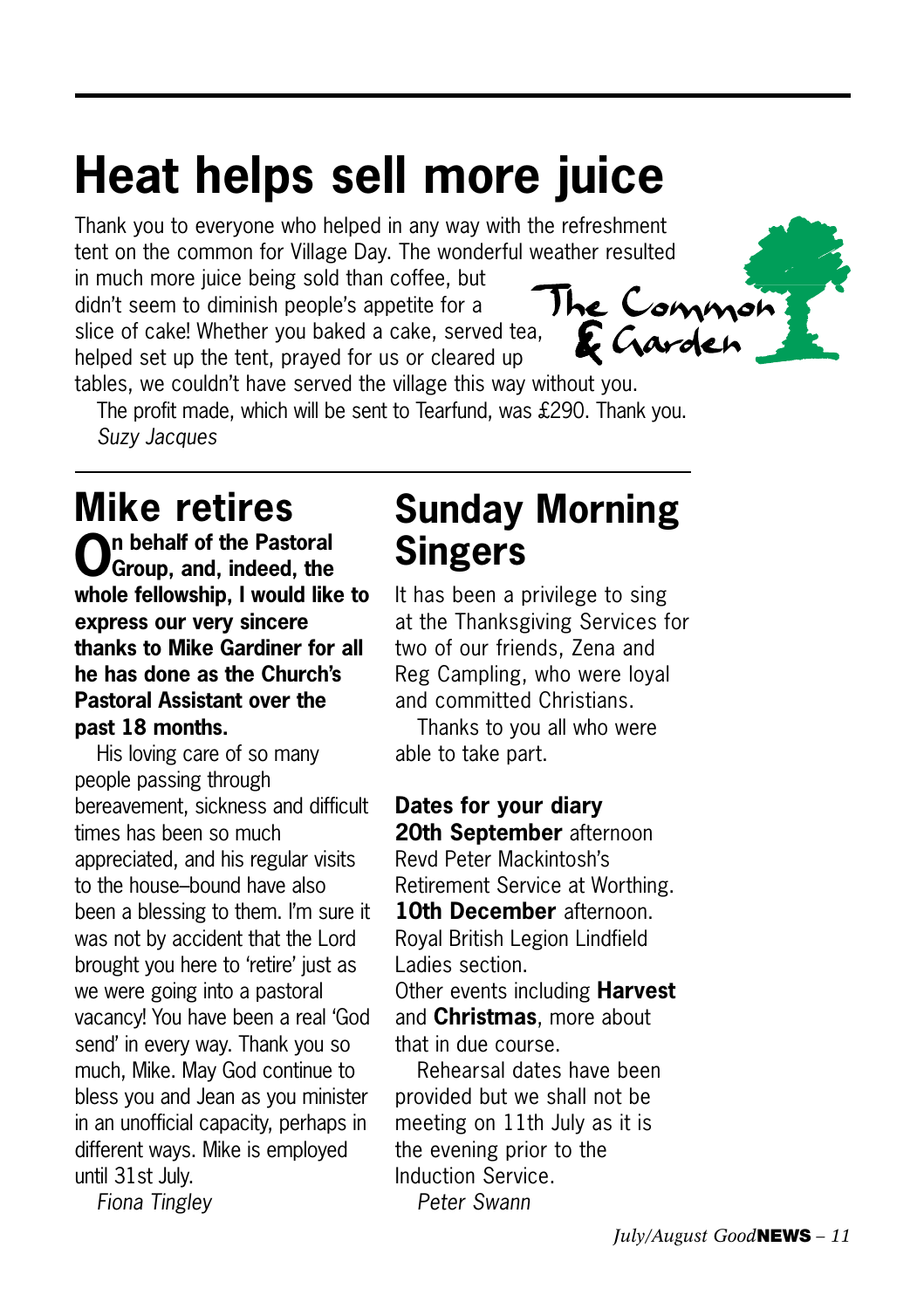# Heat helps sell more juice

Thank you to everyone who helped in any way with the refreshment tent on the common for Village Day. The wonderful weather resulted in much more juice being sold than coffee, but didn't seem to diminish people's appetite for a slice of cake! Whether you baked a cake, served tea, helped set up the tent, prayed for us or cleared up tables, we couldn't have served the village this way without you.

The Common & Garden

The profit made, which will be sent to Tearfund, was £290. Thank you.

*Suzy Jacques*

## Mike retires

**On behalf of the Pastoral Group, and, indeed, the whole fellowship, I would like to express our very sincere thanks to Mike Gardiner for all he has done as the Church's Pastoral Assistant over the past 18 months.**

His loving care of so many people passing through bereavement, sickness and difficult times has been so much appreciated, and his regular visits to the house–bound have also been a blessing to them. I'm sure it was not by accident that the Lord brought you here to 'retire' just as we were going into a pastoral vacancy! You have been a real 'God send' in every way. Thank you so much, Mike. May God continue to bless you and Jean as you minister in an unofficial capacity, perhaps in different ways. Mike is employed until 31st July.

*Fiona Tingley*

## Sunday Morning Singers

It has been a privilege to sing at the Thanksgiving Services for two of our friends, Zena and Reg Campling, who were loyal and committed Christians.

Thanks to you all who were able to take part.

**Dates for your diary**

**20th September** afternoon Revd Peter Mackintosh's Retirement Service at Worthing.

**10th December** afternoon. Royal British Legion Lindfield Ladies section.

Other events including **Harvest** and **Christmas**, more about that in due course.

Rehearsal dates have been provided but we shall not be meeting on 11th July as it is the evening prior to the Induction Service.

*Peter Swann*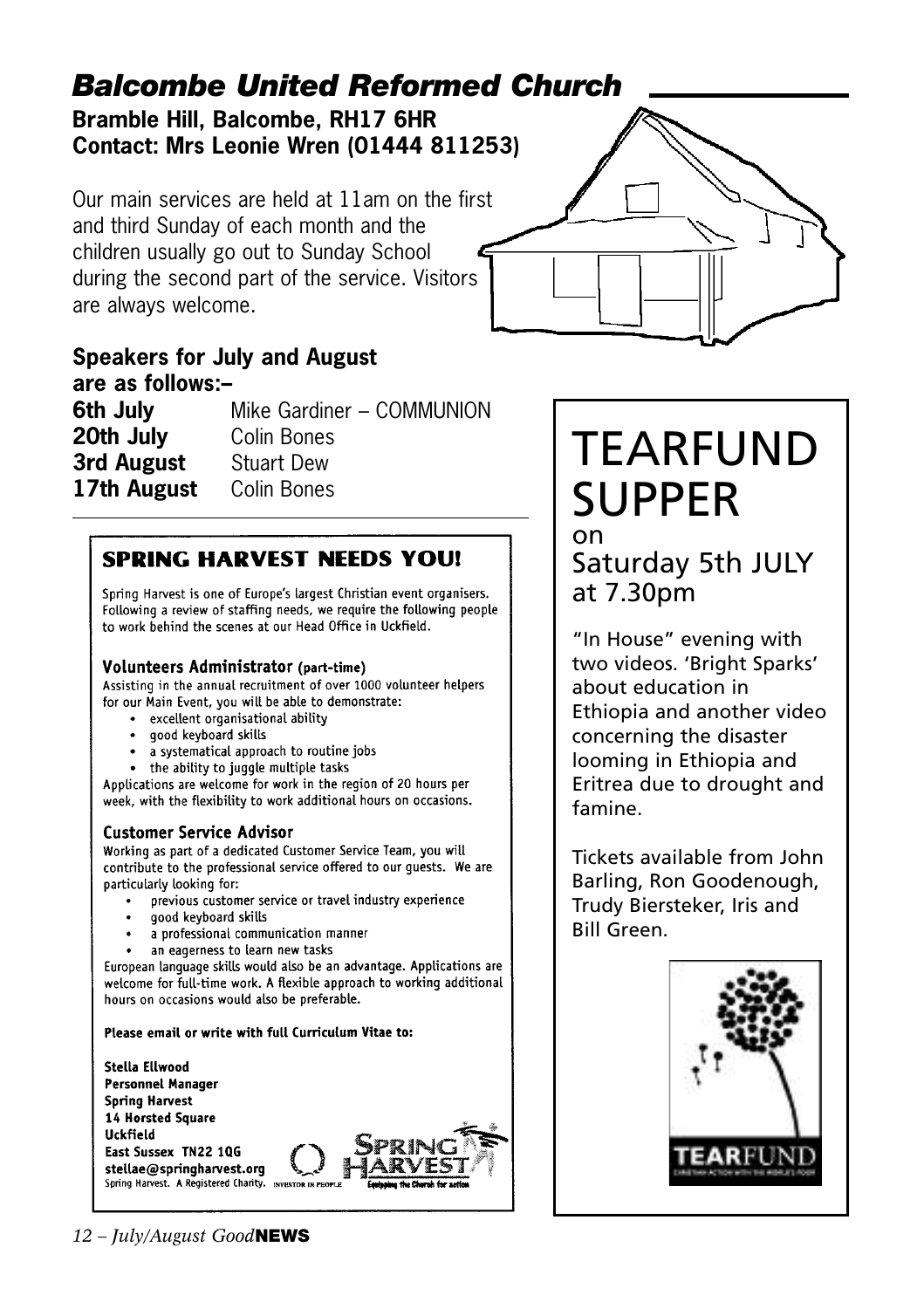## Balcombe United Reformed Church

**Bramble Hill, Balcombe, RH17 6HR**
**Contact: Mrs Leonie Wren (01444 811253)**

Our main services are held at 11am on the first and third Sunday of each month and the children usually go out to Sunday School during the second part of the service. Visitors are always welcome.

### Speakers for July and August are as follows:–

| | |
|---|---|
| **6th July** | Mike Gardiner – COMMUNION |
| **20th July** | Colin Bones |
| **3rd August** | Stuart Dew |
| **17th August** | Colin Bones |

### SPRING HARVEST NEEDS YOU!

Spring Harvest is one of Europe's largest Christian event organisers. Following a review of staffing needs, we require the following people to work behind the scenes at our Head Office in Uckfield.

**Volunteers Administrator (part-time)**

Assisting in the annual recruitment of over 1000 volunteer helpers for our Main Event, you will be able to demonstrate:

- excellent organisational ability
- good keyboard skills
- a systematical approach to routine jobs
- the ability to juggle multiple tasks

Applications are welcome for work in the region of 20 hours per week, with the flexibility to work additional hours on occasions.

**Customer Service Advisor**

Working as part of a dedicated Customer Service Team, you will contribute to the professional service offered to our guests. We are particularly looking for:

- previous customer service or travel industry experience
- good keyboard skills
- a professional communication manner
- an eagerness to learn new tasks

European language skills would also be an advantage. Applications are welcome for full-time work. A flexible approach to working additional hours on occasions would also be preferable.

**Please email or write with full Curriculum Vitae to:**

**Stella Ellwood**
**Personnel Manager**
**Spring Harvest**
**14 Horsted Square**
**Uckfield**
**East Sussex TN22 1QG**
**stellae@springharvest.org**
Spring Harvest. A Registered Charity.

## TEARFUND SUPPER

on
Saturday 5th JULY at 7.30pm

"In House" evening with two videos. 'Bright Sparks' about education in Ethiopia and another video concerning the disaster looming in Ethiopia and Eritrea due to drought and famine.

Tickets available from John Barling, Ron Goodenough, Trudy Biersteker, Iris and Bill Green.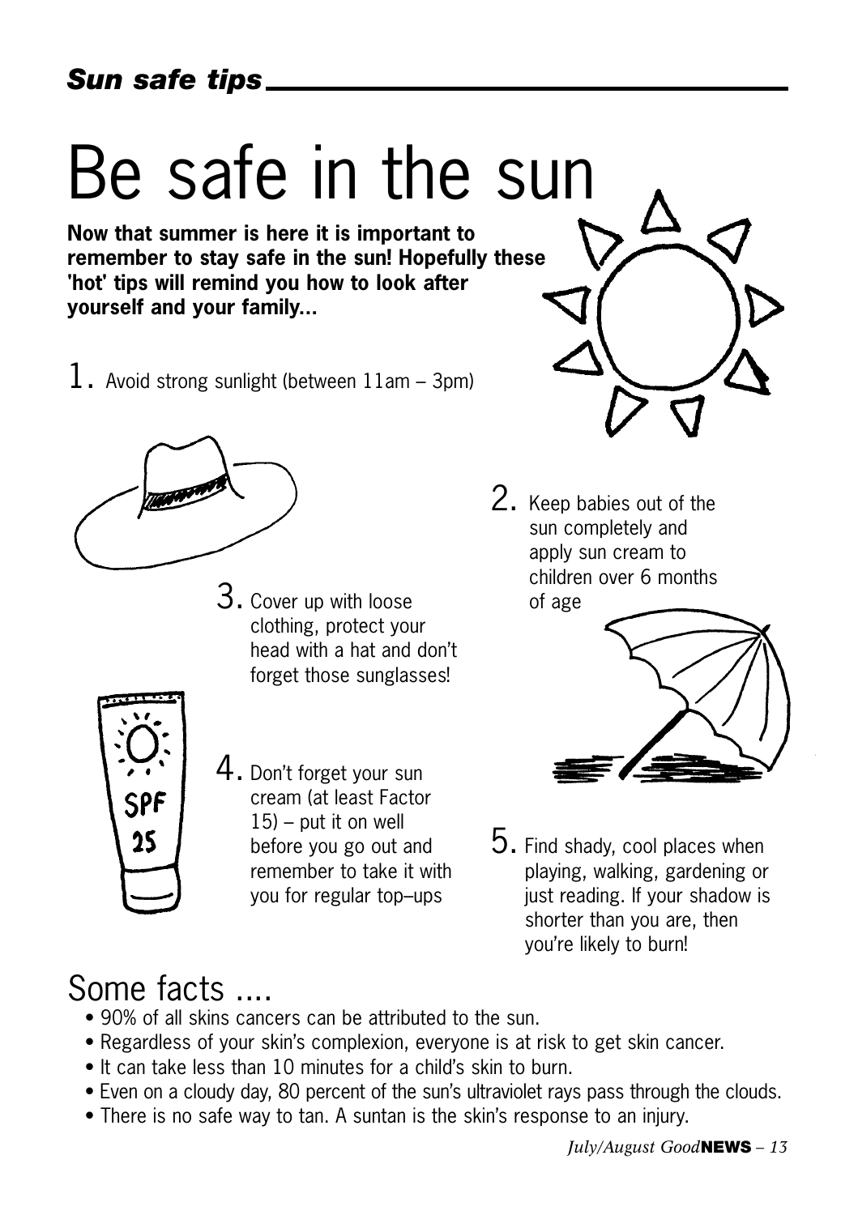*Sun safe tips*

# Be safe in the sun

**Now that summer is here it is important to remember to stay safe in the sun! Hopefully these 'hot' tips will remind you how to look after yourself and your family...**

1. Avoid strong sunlight (between 11am – 3pm)

2. Keep babies out of the sun completely and apply sun cream to children over 6 months of age

3. Cover up with loose clothing, protect your head with a hat and don't forget those sunglasses!

4. Don't forget your sun cream (at least Factor 15) – put it on well before you go out and remember to take it with you for regular top–ups

5. Find shady, cool places when playing, walking, gardening or just reading. If your shadow is shorter than you are, then you're likely to burn!

## Some facts ....

- 90% of all skins cancers can be attributed to the sun.
- Regardless of your skin's complexion, everyone is at risk to get skin cancer.
- It can take less than 10 minutes for a child's skin to burn.
- Even on a cloudy day, 80 percent of the sun's ultraviolet rays pass through the clouds.
- There is no safe way to tan. A suntan is the skin's response to an injury.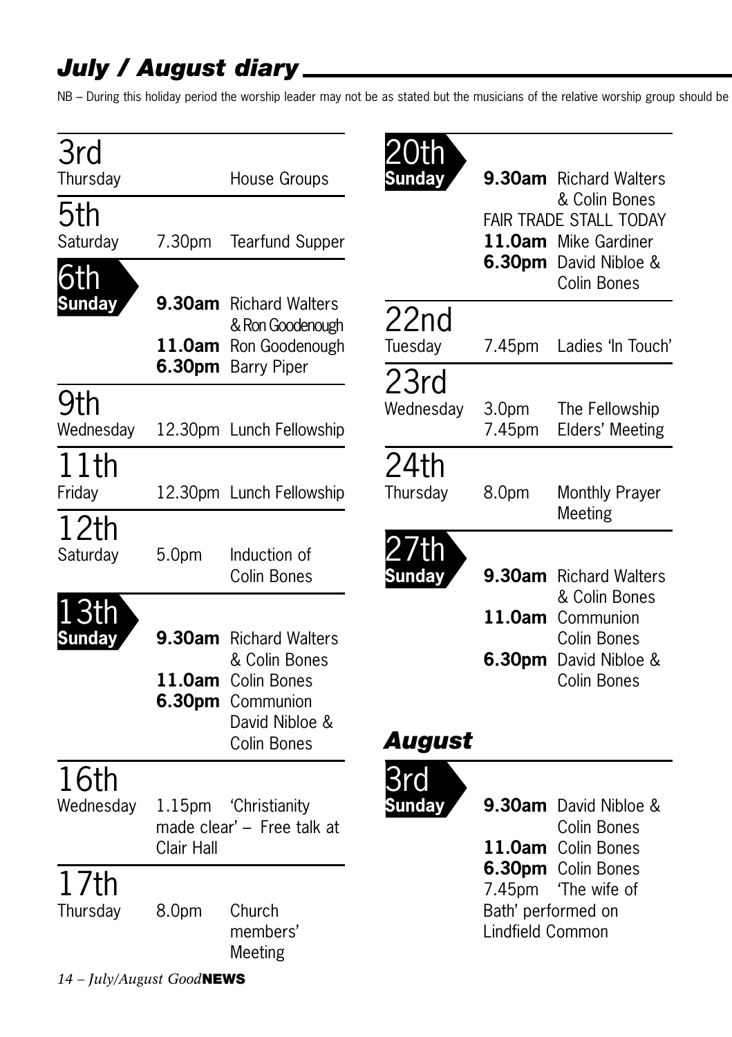## *July / August diary*

NB – During this holiday period the worship leader may not be as stated but the musicians of the relative worship group should be

**3rd** Thursday
House Groups

**5th** Saturday
7.30pm Tearfund Supper

**6th Sunday**
**9.30am** Richard Walters & Ron Goodenough
**11.0am** Ron Goodenough
**6.30pm** Barry Piper

**9th** Wednesday
12.30pm Lunch Fellowship

**11th** Friday
12.30pm Lunch Fellowship

**12th** Saturday
5.0pm Induction of Colin Bones

**13th Sunday**
**9.30am** Richard Walters & Colin Bones
**11.0am** Colin Bones
**6.30pm** Communion David Nibloe & Colin Bones

**16th** Wednesday
1.15pm 'Christianity made clear' – Free talk at Clair Hall

**17th** Thursday
8.0pm Church members' Meeting

**20th Sunday**
**9.30am** Richard Walters & Colin Bones
FAIR TRADE STALL TODAY
**11.0am** Mike Gardiner
**6.30pm** David Nibloe & Colin Bones

**22nd** Tuesday
7.45pm Ladies 'In Touch'

**23rd** Wednesday
3.0pm The Fellowship
7.45pm Elders' Meeting

**24th** Thursday
8.0pm Monthly Prayer Meeting

**27th Sunday**
**9.30am** Richard Walters & Colin Bones
**11.0am** Communion Colin Bones
**6.30pm** David Nibloe & Colin Bones

### *August*

**3rd Sunday**
**9.30am** David Nibloe & Colin Bones
**11.0am** Colin Bones
**6.30pm** Colin Bones
7.45pm 'The wife of Bath' performed on Lindfield Common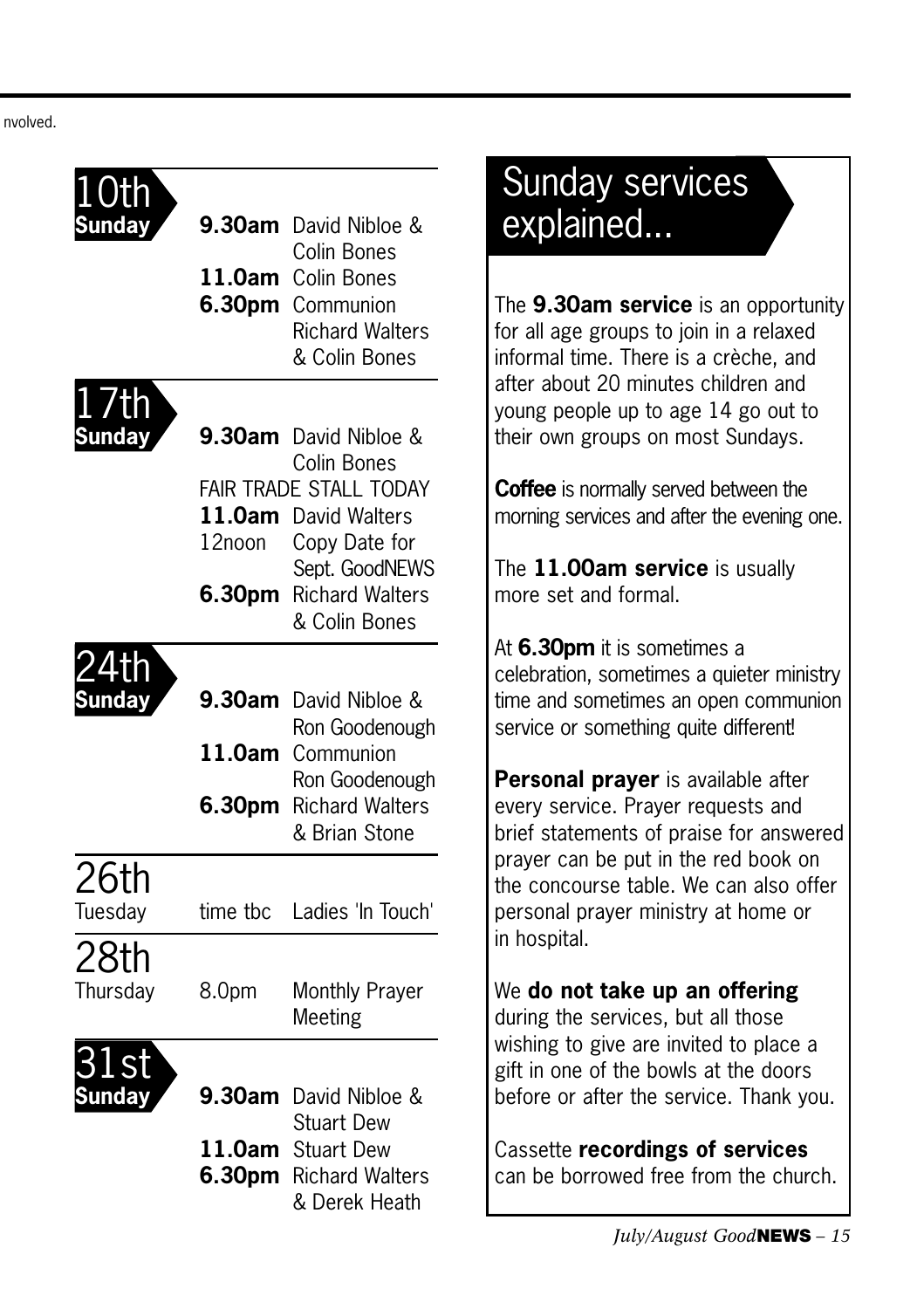nvolved.

## 10th Sunday

**9.30am** David Nibloe & Colin Bones
**11.0am** Colin Bones
**6.30pm** Communion Richard Walters & Colin Bones

## 17th Sunday

**9.30am** David Nibloe & Colin Bones
FAIR TRADE STALL TODAY
**11.0am** David Walters
12noon Copy Date for Sept. GoodNEWS
**6.30pm** Richard Walters & Colin Bones

## 24th Sunday

**9.30am** David Nibloe & Ron Goodenough
**11.0am** Communion Ron Goodenough
**6.30pm** Richard Walters & Brian Stone

## 26th Tuesday

time tbc Ladies 'In Touch'

## 28th Thursday

8.0pm Monthly Prayer Meeting

## 31st Sunday

**9.30am** David Nibloe & Stuart Dew
**11.0am** Stuart Dew
**6.30pm** Richard Walters & Derek Heath

# Sunday services explained...

The **9.30am service** is an opportunity for all age groups to join in a relaxed informal time. There is a crèche, and after about 20 minutes children and young people up to age 14 go out to their own groups on most Sundays.

**Coffee** is normally served between the morning services and after the evening one.

The **11.00am service** is usually more set and formal.

At **6.30pm** it is sometimes a celebration, sometimes a quieter ministry time and sometimes an open communion service or something quite different!

**Personal prayer** is available after every service. Prayer requests and brief statements of praise for answered prayer can be put in the red book on the concourse table. We can also offer personal prayer ministry at home or in hospital.

We **do not take up an offering** during the services, but all those wishing to give are invited to place a gift in one of the bowls at the doors before or after the service. Thank you.

Cassette **recordings of services** can be borrowed free from the church.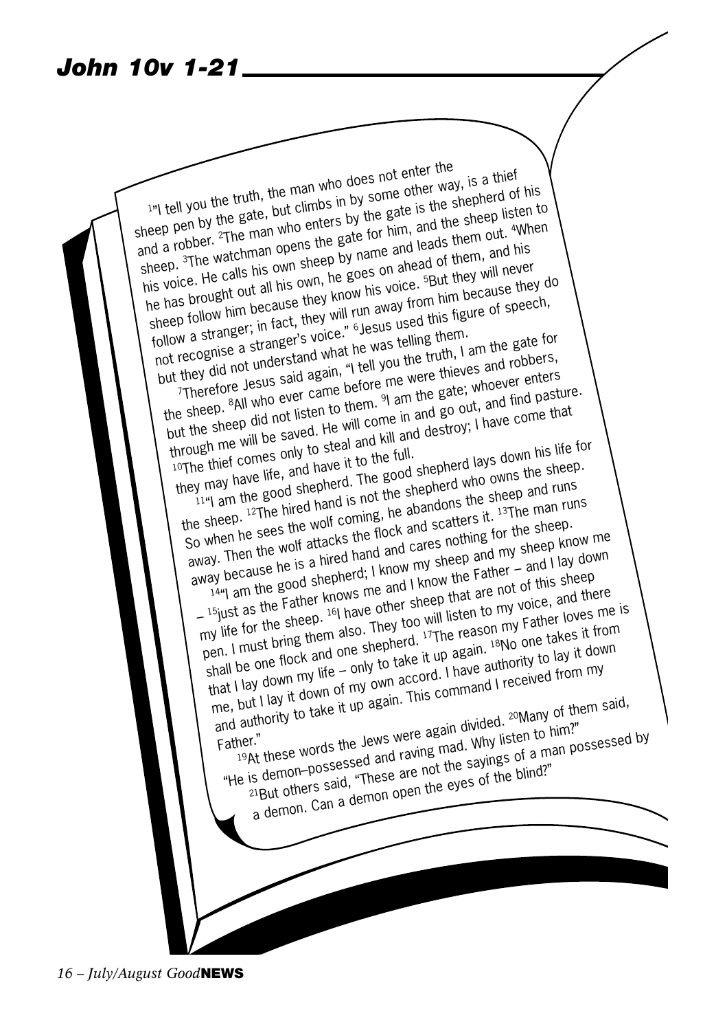# John 10v 1-21

[1]"I tell you the truth, the man who does not enter the sheep pen by the gate, but climbs in by some other way, is a thief and a robber. [2]The man who enters by the gate is the shepherd of his sheep. [3]The watchman opens the gate for him, and the sheep listen to his voice. He calls his own sheep by name and leads them out. [4]When he has brought out all his own, he goes on ahead of them, and his sheep follow him because they know his voice. [5]But they will never follow a stranger; in fact, they will run away from him because they do not recognise a stranger's voice." [6]Jesus used this figure of speech, but they did not understand what he was telling them.

[7]Therefore Jesus said again, "I tell you the truth, I am the gate for the sheep. [8]All who ever came before me were thieves and robbers, but the sheep did not listen to them. [9]I am the gate; whoever enters through me will be saved. He will come in and go out, and find pasture. [10]The thief comes only to steal and kill and destroy; I have come that they may have life, and have it to the full.

[11]"I am the good shepherd. The good shepherd lays down his life for the sheep. [12]The hired hand is not the shepherd who owns the sheep. So when he sees the wolf coming, he abandons the sheep and runs away. Then the wolf attacks the flock and scatters it. [13]The man runs away because he is a hired hand and cares nothing for the sheep.

[14]"I am the good shepherd; I know my sheep and my sheep know me – [15]just as the Father knows me and I know the Father – and I lay down my life for the sheep. [16]I have other sheep that are not of this sheep pen. I must bring them also. They too will listen to my voice, and there shall be one flock and one shepherd. [17]The reason my Father loves me is that I lay down my life – only to take it up again. [18]No one takes it from me, but I lay it down of my own accord. I have authority to lay it down and authority to take it up again. This command I received from my Father."

[19]At these words the Jews were again divided. [20]Many of them said, "He is demon–possessed and raving mad. Why listen to him?"

[21]But others said, "These are not the sayings of a man possessed by a demon. Can a demon open the eyes of the blind?"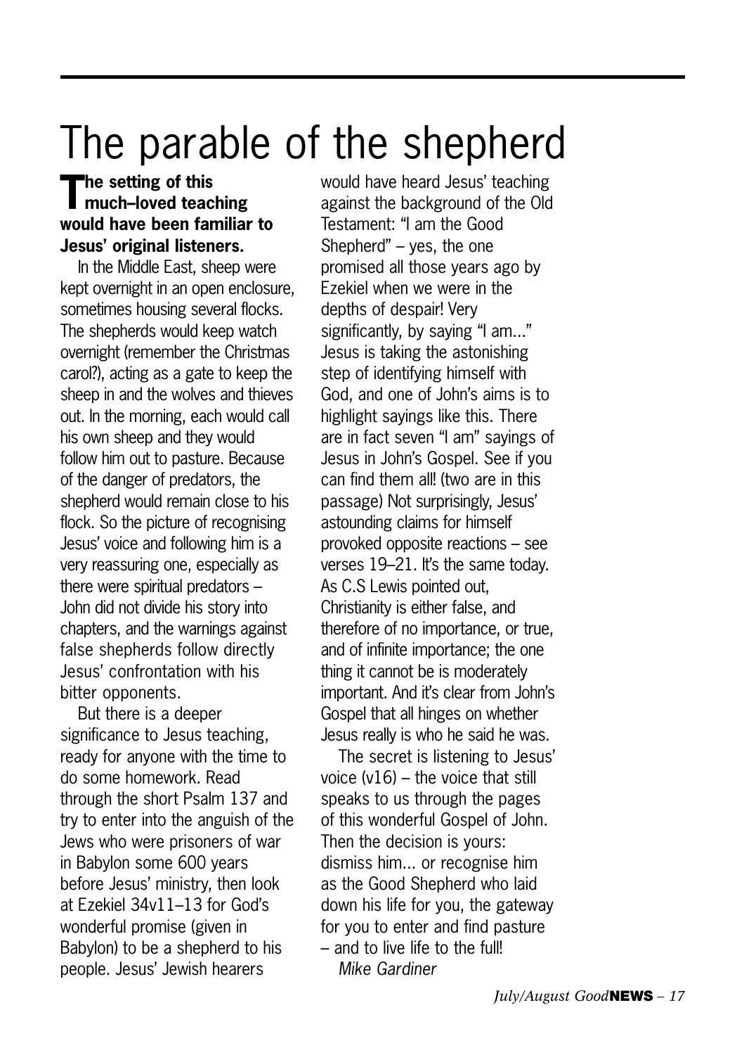# The parable of the shepherd

**The setting of this much–loved teaching would have been familiar to Jesus' original listeners.**

In the Middle East, sheep were kept overnight in an open enclosure, sometimes housing several flocks. The shepherds would keep watch overnight (remember the Christmas carol?), acting as a gate to keep the sheep in and the wolves and thieves out. In the morning, each would call his own sheep and they would follow him out to pasture. Because of the danger of predators, the shepherd would remain close to his flock. So the picture of recognising Jesus' voice and following him is a very reassuring one, especially as there were spiritual predators – John did not divide his story into chapters, and the warnings against false shepherds follow directly Jesus' confrontation with his bitter opponents.

But there is a deeper significance to Jesus teaching, ready for anyone with the time to do some homework. Read through the short Psalm 137 and try to enter into the anguish of the Jews who were prisoners of war in Babylon some 600 years before Jesus' ministry, then look at Ezekiel 34v11–13 for God's wonderful promise (given in Babylon) to be a shepherd to his people. Jesus' Jewish hearers would have heard Jesus' teaching against the background of the Old Testament: "I am the Good Shepherd" – yes, the one promised all those years ago by Ezekiel when we were in the depths of despair! Very significantly, by saying "I am..." Jesus is taking the astonishing step of identifying himself with God, and one of John's aims is to highlight sayings like this. There are in fact seven "I am" sayings of Jesus in John's Gospel. See if you can find them all! (two are in this passage) Not surprisingly, Jesus' astounding claims for himself provoked opposite reactions – see verses 19–21. It's the same today. As C.S Lewis pointed out, Christianity is either false, and therefore of no importance, or true, and of infinite importance; the one thing it cannot be is moderately important. And it's clear from John's Gospel that all hinges on whether Jesus really is who he said he was.

The secret is listening to Jesus' voice (v16) – the voice that still speaks to us through the pages of this wonderful Gospel of John. Then the decision is yours: dismiss him... or recognise him as the Good Shepherd who laid down his life for you, the gateway for you to enter and find pasture – and to live life to the full!

*Mike Gardiner*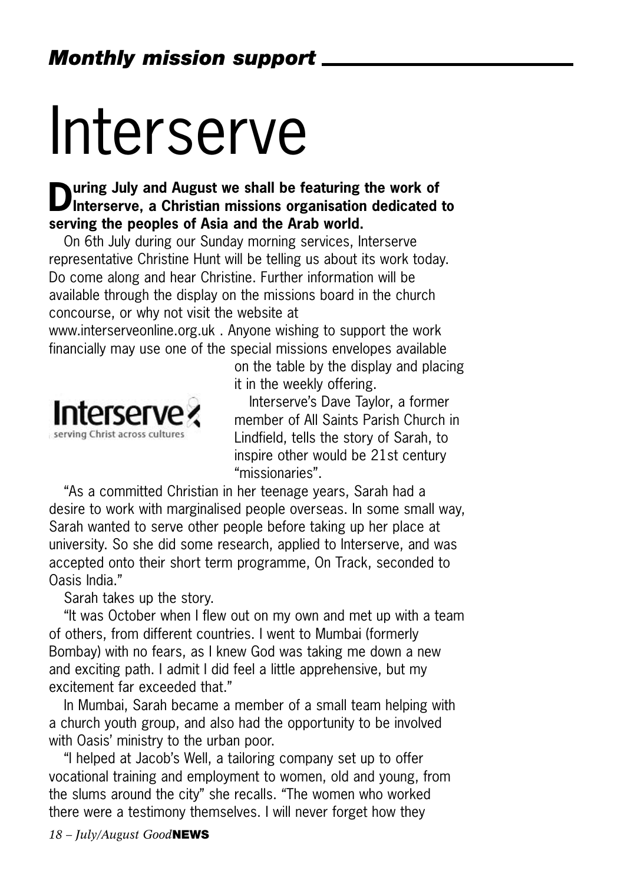## *Monthly mission support*

# Interserve

**During July and August we shall be featuring the work of Interserve, a Christian missions organisation dedicated to serving the peoples of Asia and the Arab world.**

On 6th July during our Sunday morning services, Interserve representative Christine Hunt will be telling us about its work today. Do come along and hear Christine. Further information will be available through the display on the missions board in the church concourse, or why not visit the website at www.interserveonline.org.uk . Anyone wishing to support the work financially may use one of the special missions envelopes available on the table by the display and placing it in the weekly offering.

Interserve serving Christ across cultures

Interserve's Dave Taylor, a former member of All Saints Parish Church in Lindfield, tells the story of Sarah, to inspire other would be 21st century "missionaries".

"As a committed Christian in her teenage years, Sarah had a desire to work with marginalised people overseas. In some small way, Sarah wanted to serve other people before taking up her place at university. So she did some research, applied to Interserve, and was accepted onto their short term programme, On Track, seconded to Oasis India."

Sarah takes up the story.

"It was October when I flew out on my own and met up with a team of others, from different countries. I went to Mumbai (formerly Bombay) with no fears, as I knew God was taking me down a new and exciting path. I admit I did feel a little apprehensive, but my excitement far exceeded that."

In Mumbai, Sarah became a member of a small team helping with a church youth group, and also had the opportunity to be involved with Oasis' ministry to the urban poor.

"I helped at Jacob's Well, a tailoring company set up to offer vocational training and employment to women, old and young, from the slums around the city" she recalls. "The women who worked there were a testimony themselves. I will never forget how they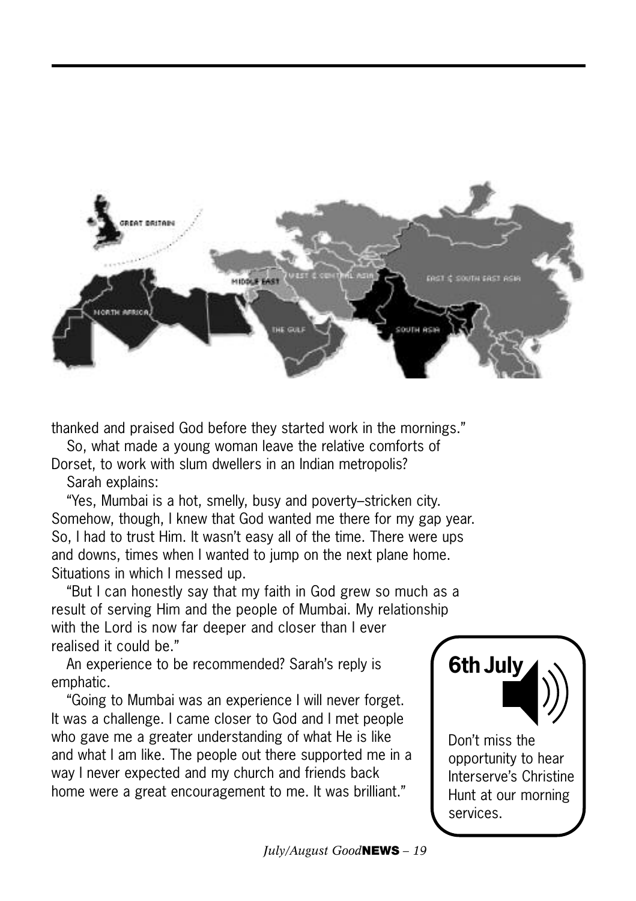thanked and praised God before they started work in the mornings."

So, what made a young woman leave the relative comforts of Dorset, to work with slum dwellers in an Indian metropolis?

Sarah explains:

"Yes, Mumbai is a hot, smelly, busy and poverty–stricken city. Somehow, though, I knew that God wanted me there for my gap year. So, I had to trust Him. It wasn't easy all of the time. There were ups and downs, times when I wanted to jump on the next plane home. Situations in which I messed up.

"But I can honestly say that my faith in God grew so much as a result of serving Him and the people of Mumbai. My relationship with the Lord is now far deeper and closer than I ever realised it could be."

An experience to be recommended? Sarah's reply is emphatic.

"Going to Mumbai was an experience I will never forget. It was a challenge. I came closer to God and I met people who gave me a greater understanding of what He is like and what I am like. The people out there supported me in a way I never expected and my church and friends back home were a great encouragement to me. It was brilliant."

**6th July**

Don't miss the opportunity to hear Interserve's Christine Hunt at our morning services.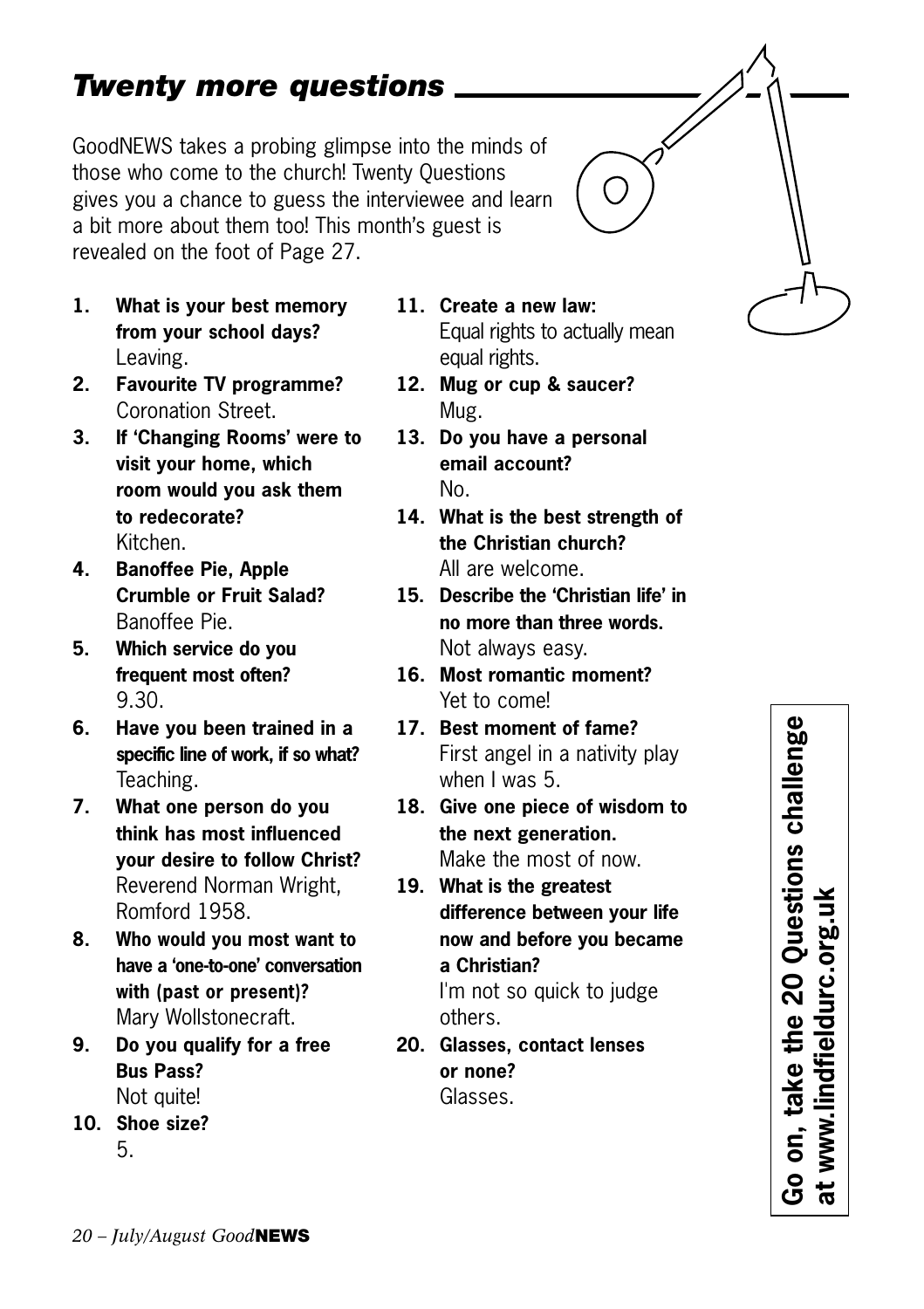## *Twenty more questions*

GoodNEWS takes a probing glimpse into the minds of those who come to the church! Twenty Questions gives you a chance to guess the interviewee and learn a bit more about them too! This month's guest is revealed on the foot of Page 27.

1. **What is your best memory from your school days?**
   Leaving.
2. **Favourite TV programme?**
   Coronation Street.
3. **If 'Changing Rooms' were to visit your home, which room would you ask them to redecorate?**
   Kitchen.
4. **Banoffee Pie, Apple Crumble or Fruit Salad?**
   Banoffee Pie.
5. **Which service do you frequent most often?**
   9.30.
6. **Have you been trained in a specific line of work, if so what?**
   Teaching.
7. **What one person do you think has most influenced your desire to follow Christ?**
   Reverend Norman Wright, Romford 1958.
8. **Who would you most want to have a 'one-to-one' conversation with (past or present)?**
   Mary Wollstonecraft.
9. **Do you qualify for a free Bus Pass?**
   Not quite!
10. **Shoe size?**
    5.
11. **Create a new law:**
    Equal rights to actually mean equal rights.
12. **Mug or cup & saucer?**
    Mug.
13. **Do you have a personal email account?**
    No.
14. **What is the best strength of the Christian church?**
    All are welcome.
15. **Describe the 'Christian life' in no more than three words.**
    Not always easy.
16. **Most romantic moment?**
    Yet to come!
17. **Best moment of fame?**
    First angel in a nativity play when I was 5.
18. **Give one piece of wisdom to the next generation.**
    Make the most of now.
19. **What is the greatest difference between your life now and before you became a Christian?**
    I'm not so quick to judge others.
20. **Glasses, contact lenses or none?**
    Glasses.

**Go on, take the 20 Questions challenge at www.lindfieldurc.org.uk**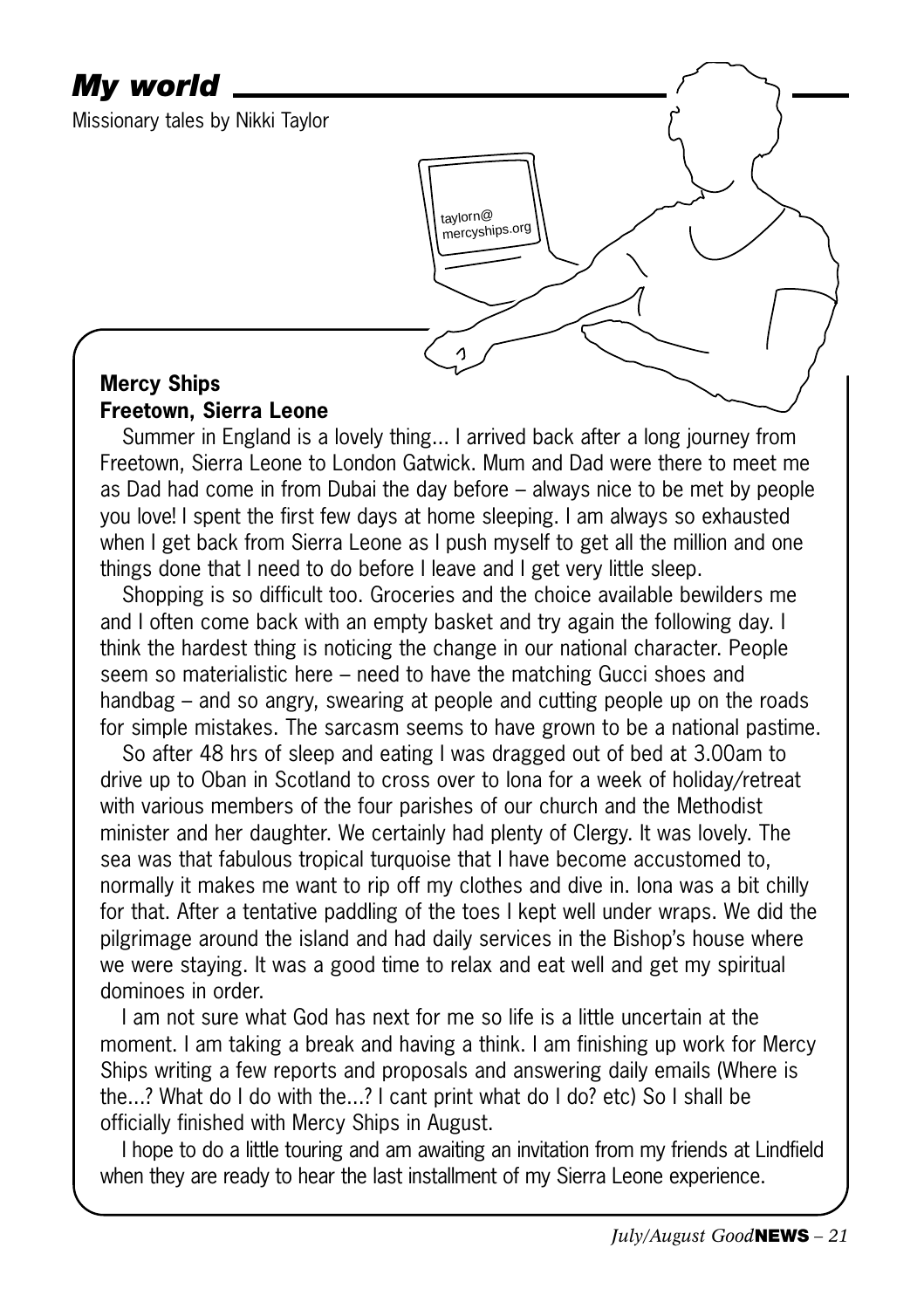# *My world*

Missionary tales by Nikki Taylor

taylorn@mercyships.org

**Mercy Ships**
**Freetown, Sierra Leone**

Summer in England is a lovely thing... I arrived back after a long journey from Freetown, Sierra Leone to London Gatwick. Mum and Dad were there to meet me as Dad had come in from Dubai the day before – always nice to be met by people you love! I spent the first few days at home sleeping. I am always so exhausted when I get back from Sierra Leone as I push myself to get all the million and one things done that I need to do before I leave and I get very little sleep.

Shopping is so difficult too. Groceries and the choice available bewilders me and I often come back with an empty basket and try again the following day. I think the hardest thing is noticing the change in our national character. People seem so materialistic here – need to have the matching Gucci shoes and handbag – and so angry, swearing at people and cutting people up on the roads for simple mistakes. The sarcasm seems to have grown to be a national pastime.

So after 48 hrs of sleep and eating I was dragged out of bed at 3.00am to drive up to Oban in Scotland to cross over to Iona for a week of holiday/retreat with various members of the four parishes of our church and the Methodist minister and her daughter. We certainly had plenty of Clergy. It was lovely. The sea was that fabulous tropical turquoise that I have become accustomed to, normally it makes me want to rip off my clothes and dive in. Iona was a bit chilly for that. After a tentative paddling of the toes I kept well under wraps. We did the pilgrimage around the island and had daily services in the Bishop's house where we were staying. It was a good time to relax and eat well and get my spiritual dominoes in order.

I am not sure what God has next for me so life is a little uncertain at the moment. I am taking a break and having a think. I am finishing up work for Mercy Ships writing a few reports and proposals and answering daily emails (Where is the...? What do I do with the...? I cant print what do I do? etc) So I shall be officially finished with Mercy Ships in August.

I hope to do a little touring and am awaiting an invitation from my friends at Lindfield when they are ready to hear the last installment of my Sierra Leone experience.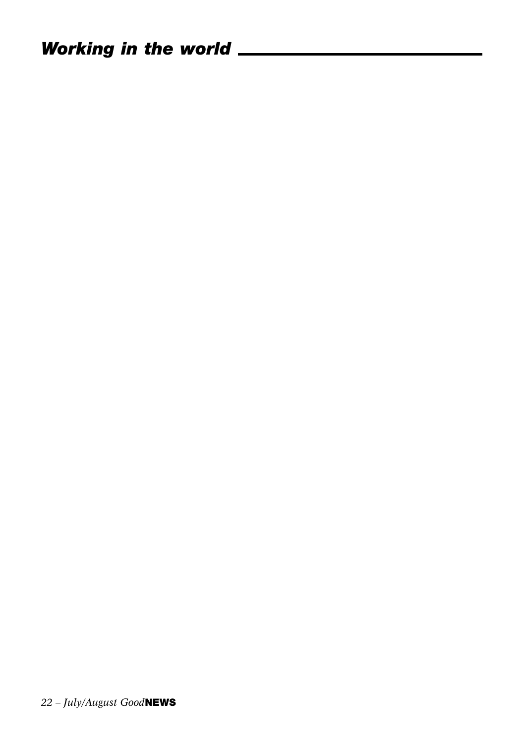## *Working in the world*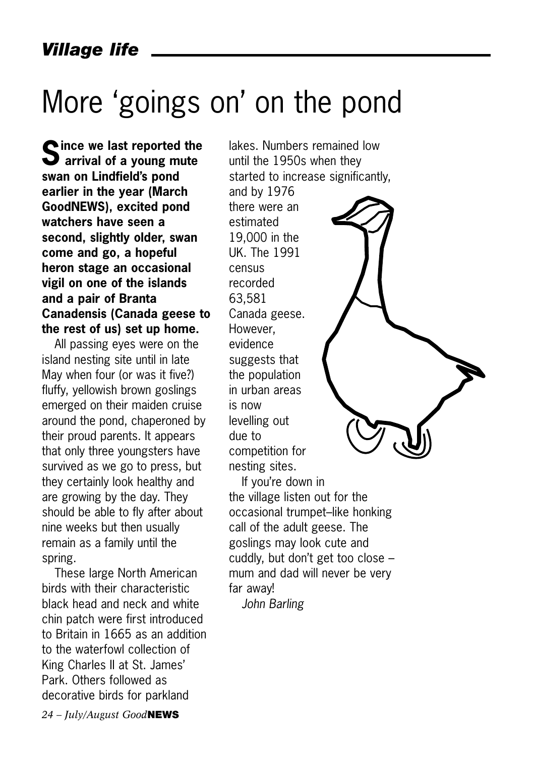*Village life*

# More 'goings on' on the pond

**Since we last reported the arrival of a young mute swan on Lindfield's pond earlier in the year (March GoodNEWS), excited pond watchers have seen a second, slightly older, swan come and go, a hopeful heron stage an occasional vigil on one of the islands and a pair of Branta Canadensis (Canada geese to the rest of us) set up home.**

All passing eyes were on the island nesting site until in late May when four (or was it five?) fluffy, yellowish brown goslings emerged on their maiden cruise around the pond, chaperoned by their proud parents. It appears that only three youngsters have survived as we go to press, but they certainly look healthy and are growing by the day. They should be able to fly after about nine weeks but then usually remain as a family until the spring.

These large North American birds with their characteristic black head and neck and white chin patch were first introduced to Britain in 1665 as an addition to the waterfowl collection of King Charles II at St. James' Park. Others followed as decorative birds for parkland lakes. Numbers remained low until the 1950s when they started to increase significantly, and by 1976 there were an estimated 19,000 in the UK. The 1991 census recorded 63,581 Canada geese. However, evidence suggests that the population in urban areas is now levelling out due to competition for nesting sites.

If you're down in the village listen out for the occasional trumpet–like honking call of the adult geese. The goslings may look cute and cuddly, but don't get too close – mum and dad will never be very far away!

*John Barling*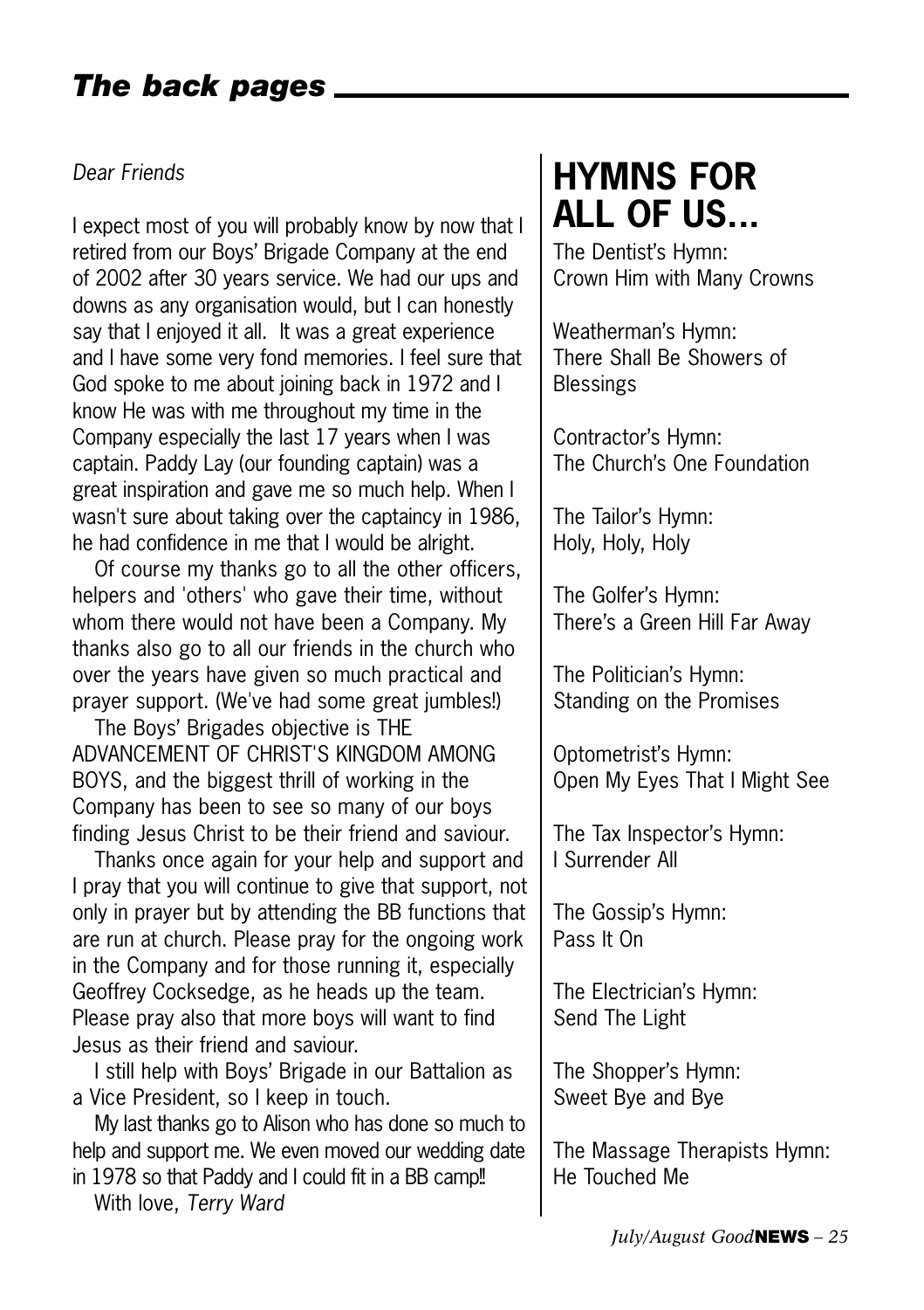## *The back pages*

*Dear Friends*

I expect most of you will probably know by now that I retired from our Boys' Brigade Company at the end of 2002 after 30 years service. We had our ups and downs as any organisation would, but I can honestly say that I enjoyed it all. It was a great experience and I have some very fond memories. I feel sure that God spoke to me about joining back in 1972 and I know He was with me throughout my time in the Company especially the last 17 years when I was captain. Paddy Lay (our founding captain) was a great inspiration and gave me so much help. When I wasn't sure about taking over the captaincy in 1986, he had confidence in me that I would be alright.

Of course my thanks go to all the other officers, helpers and 'others' who gave their time, without whom there would not have been a Company. My thanks also go to all our friends in the church who over the years have given so much practical and prayer support. (We've had some great jumbles!)

The Boys' Brigades objective is THE ADVANCEMENT OF CHRIST'S KINGDOM AMONG BOYS, and the biggest thrill of working in the Company has been to see so many of our boys finding Jesus Christ to be their friend and saviour.

Thanks once again for your help and support and I pray that you will continue to give that support, not only in prayer but by attending the BB functions that are run at church. Please pray for the ongoing work in the Company and for those running it, especially Geoffrey Cocksedge, as he heads up the team. Please pray also that more boys will want to find Jesus as their friend and saviour.

I still help with Boys' Brigade in our Battalion as a Vice President, so I keep in touch.

My last thanks go to Alison who has done so much to help and support me. We even moved our wedding date in 1978 so that Paddy and I could fit in a BB camp!!

With love, *Terry Ward*

# HYMNS FOR ALL OF US...

The Dentist's Hymn:
Crown Him with Many Crowns

Weatherman's Hymn:
There Shall Be Showers of Blessings

Contractor's Hymn:
The Church's One Foundation

The Tailor's Hymn:
Holy, Holy, Holy

The Golfer's Hymn:
There's a Green Hill Far Away

The Politician's Hymn:
Standing on the Promises

Optometrist's Hymn:
Open My Eyes That I Might See

The Tax Inspector's Hymn:
I Surrender All

The Gossip's Hymn:
Pass It On

The Electrician's Hymn:
Send The Light

The Shopper's Hymn:
Sweet Bye and Bye

The Massage Therapists Hymn:
He Touched Me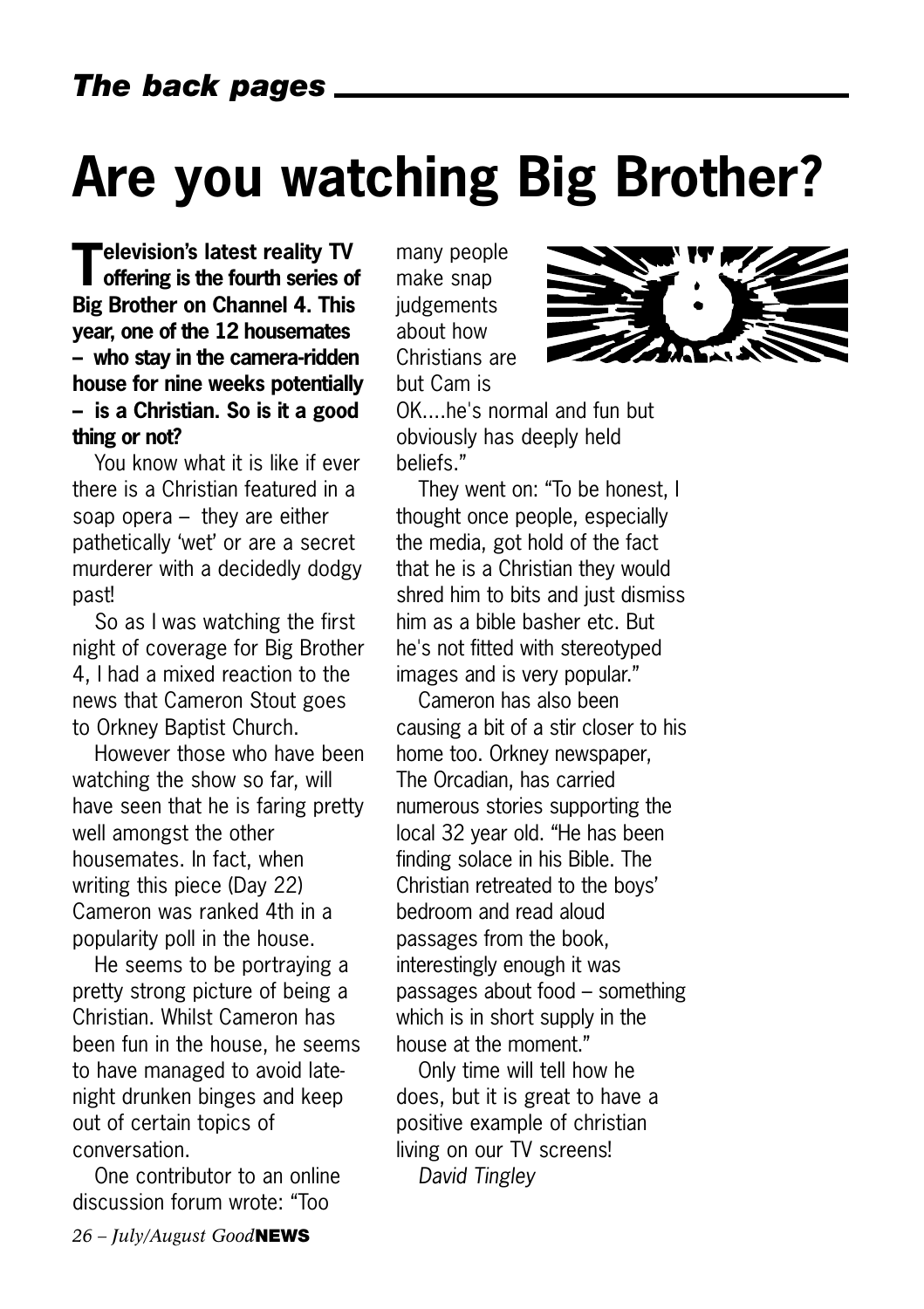# Are you watching Big Brother?

**Television's latest reality TV offering is the fourth series of Big Brother on Channel 4. This year, one of the 12 housemates – who stay in the camera-ridden house for nine weeks potentially – is a Christian. So is it a good thing or not?**

You know what it is like if ever there is a Christian featured in a soap opera – they are either pathetically 'wet' or are a secret murderer with a decidedly dodgy past!

So as I was watching the first night of coverage for Big Brother 4, I had a mixed reaction to the news that Cameron Stout goes to Orkney Baptist Church.

However those who have been watching the show so far, will have seen that he is faring pretty well amongst the other housemates. In fact, when writing this piece (Day 22) Cameron was ranked 4th in a popularity poll in the house.

He seems to be portraying a pretty strong picture of being a Christian. Whilst Cameron has been fun in the house, he seems to have managed to avoid late-night drunken binges and keep out of certain topics of conversation.

One contributor to an online discussion forum wrote: "Too many people make snap judgements about how Christians are but Cam is OK....he's normal and fun but obviously has deeply held beliefs."

They went on: "To be honest, I thought once people, especially the media, got hold of the fact that he is a Christian they would shred him to bits and just dismiss him as a bible basher etc. But he's not fitted with stereotyped images and is very popular."

Cameron has also been causing a bit of a stir closer to his home too. Orkney newspaper, The Orcadian, has carried numerous stories supporting the local 32 year old. "He has been finding solace in his Bible. The Christian retreated to the boys' bedroom and read aloud passages from the book, interestingly enough it was passages about food – something which is in short supply in the house at the moment."

Only time will tell how he does, but it is great to have a positive example of christian living on our TV screens!

*David Tingley*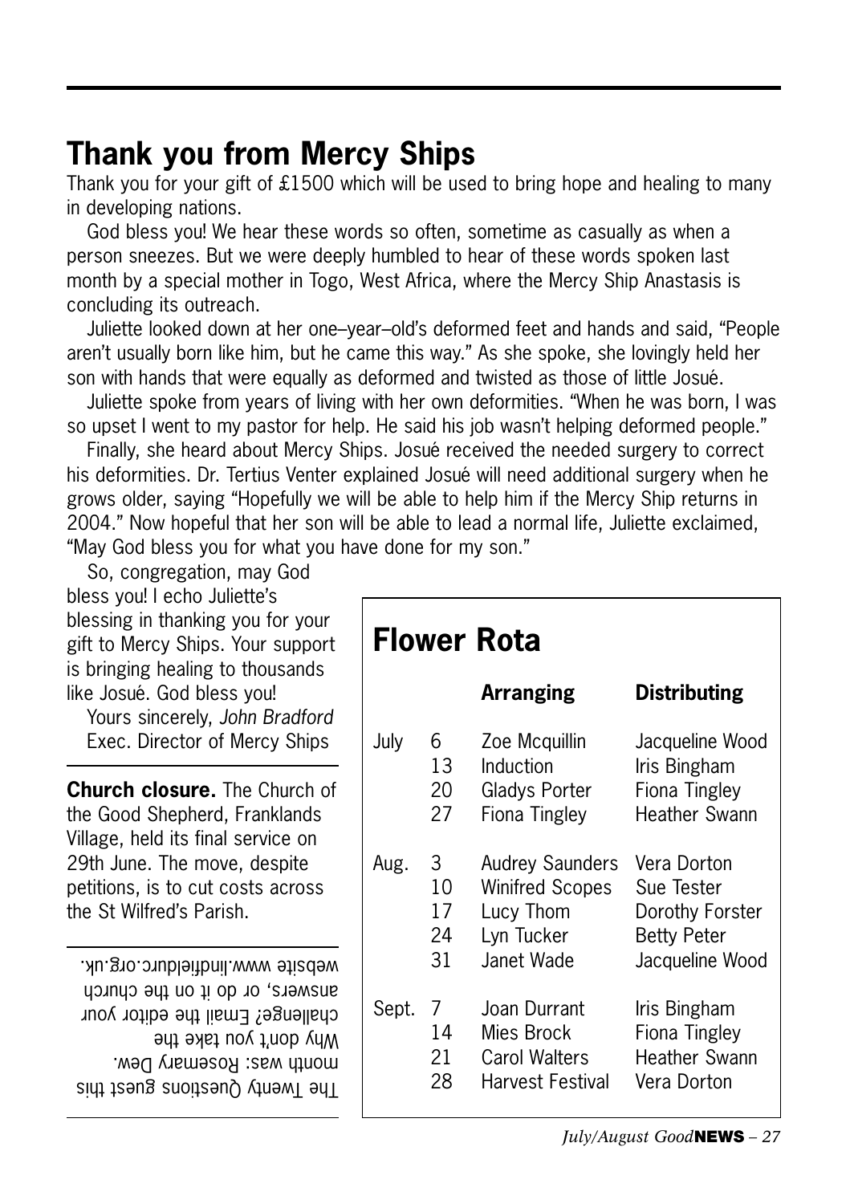## Thank you from Mercy Ships

Thank you for your gift of £1500 which will be used to bring hope and healing to many in developing nations.

God bless you! We hear these words so often, sometime as casually as when a person sneezes. But we were deeply humbled to hear of these words spoken last month by a special mother in Togo, West Africa, where the Mercy Ship Anastasis is concluding its outreach.

Juliette looked down at her one–year–old's deformed feet and hands and said, "People aren't usually born like him, but he came this way." As she spoke, she lovingly held her son with hands that were equally as deformed and twisted as those of little Josué.

Juliette spoke from years of living with her own deformities. "When he was born, I was so upset I went to my pastor for help. He said his job wasn't helping deformed people."

Finally, she heard about Mercy Ships. Josué received the needed surgery to correct his deformities. Dr. Tertius Venter explained Josué will need additional surgery when he grows older, saying "Hopefully we will be able to help him if the Mercy Ship returns in 2004." Now hopeful that her son will be able to lead a normal life, Juliette exclaimed, "May God bless you for what you have done for my son."

So, congregation, may God bless you! I echo Juliette's blessing in thanking you for your gift to Mercy Ships. Your support is bringing healing to thousands like Josué. God bless you!

Yours sincerely, *John Bradford*
Exec. Director of Mercy Ships

**Church closure.** The Church of the Good Shepherd, Franklands Village, held its final service on 29th June. The move, despite petitions, is to cut costs across the St Wilfred's Parish.

The Twenty Questions guest this month was: Rosemary Dew. Why don't you take the challenge? Email the editor your answers, or do it on the church website www.lindfieldurc.org.uk.

## Flower Rota

| | | Arranging | Distributing |
|---|---|---|---|
| July | 6 | Zoe Mcquillin | Jacqueline Wood |
| | 13 | Induction | Iris Bingham |
| | 20 | Gladys Porter | Fiona Tingley |
| | 27 | Fiona Tingley | Heather Swann |
| Aug. | 3 | Audrey Saunders | Vera Dorton |
| | 10 | Winifred Scopes | Sue Tester |
| | 17 | Lucy Thom | Dorothy Forster |
| | 24 | Lyn Tucker | Betty Peter |
| | 31 | Janet Wade | Jacqueline Wood |
| Sept. | 7 | Joan Durrant | Iris Bingham |
| | 14 | Mies Brock | Fiona Tingley |
| | 21 | Carol Walters | Heather Swann |
| | 28 | Harvest Festival | Vera Dorton |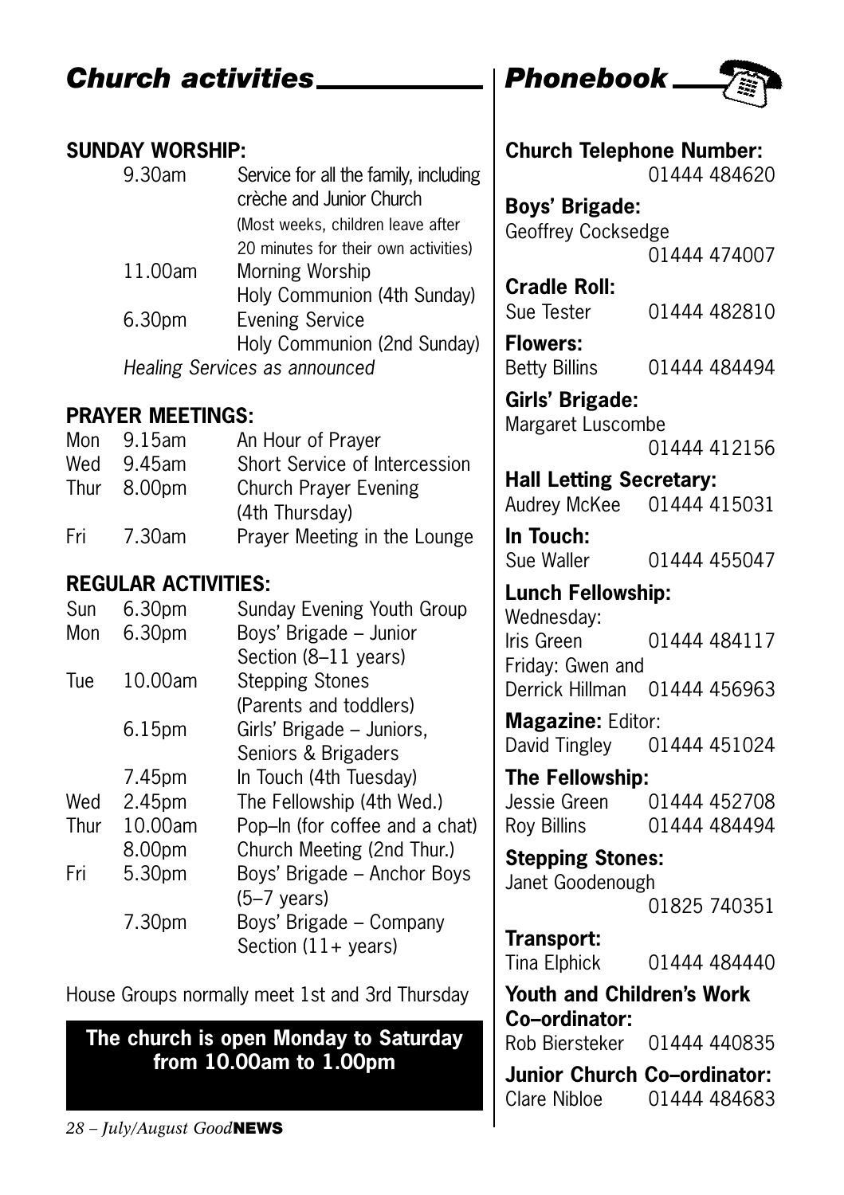## *Church activities*

**SUNDAY WORSHIP:**

| | |
|---|---|
| 9.30am | Service for all the family, including crèche and Junior Church (Most weeks, children leave after 20 minutes for their own activities) |
| 11.00am | Morning Worship<br>Holy Communion (4th Sunday) |
| 6.30pm | Evening Service<br>Holy Communion (2nd Sunday) |

*Healing Services as announced*

**PRAYER MEETINGS:**

| | | |
|---|---|---|
| Mon | 9.15am | An Hour of Prayer |
| Wed | 9.45am | Short Service of Intercession |
| Thur | 8.00pm | Church Prayer Evening (4th Thursday) |
| Fri | 7.30am | Prayer Meeting in the Lounge |

**REGULAR ACTIVITIES:**

| | | |
|---|---|---|
| Sun | 6.30pm | Sunday Evening Youth Group |
| Mon | 6.30pm | Boys' Brigade – Junior Section (8–11 years) |
| Tue | 10.00am | Stepping Stones (Parents and toddlers) |
| | 6.15pm | Girls' Brigade – Juniors, Seniors & Brigaders |
| | 7.45pm | In Touch (4th Tuesday) |
| Wed | 2.45pm | The Fellowship (4th Wed.) |
| Thur | 10.00am | Pop–In (for coffee and a chat) |
| | 8.00pm | Church Meeting (2nd Thur.) |
| Fri | 5.30pm | Boys' Brigade – Anchor Boys (5–7 years) |
| | 7.30pm | Boys' Brigade – Company Section (11+ years) |

House Groups normally meet 1st and 3rd Thursday

**The church is open Monday to Saturday from 10.00am to 1.00pm**

## *Phonebook*

**Church Telephone Number:**
01444 484620

**Boys' Brigade:**
Geoffrey Cocksedge 01444 474007

**Cradle Roll:**
Sue Tester 01444 482810

**Flowers:**
Betty Billins 01444 484494

**Girls' Brigade:**
Margaret Luscombe 01444 412156

**Hall Letting Secretary:**
Audrey McKee 01444 415031

**In Touch:**
Sue Waller 01444 455047

**Lunch Fellowship:**
Wednesday:
Iris Green 01444 484117
Friday: Gwen and Derrick Hillman 01444 456963

**Magazine:** Editor:
David Tingley 01444 451024

**The Fellowship:**
Jessie Green 01444 452708
Roy Billins 01444 484494

**Stepping Stones:**
Janet Goodenough 01825 740351

**Transport:**
Tina Elphick 01444 484440

**Youth and Children's Work Co–ordinator:**
Rob Biersteker 01444 440835

**Junior Church Co–ordinator:**
Clare Nibloe 01444 484683